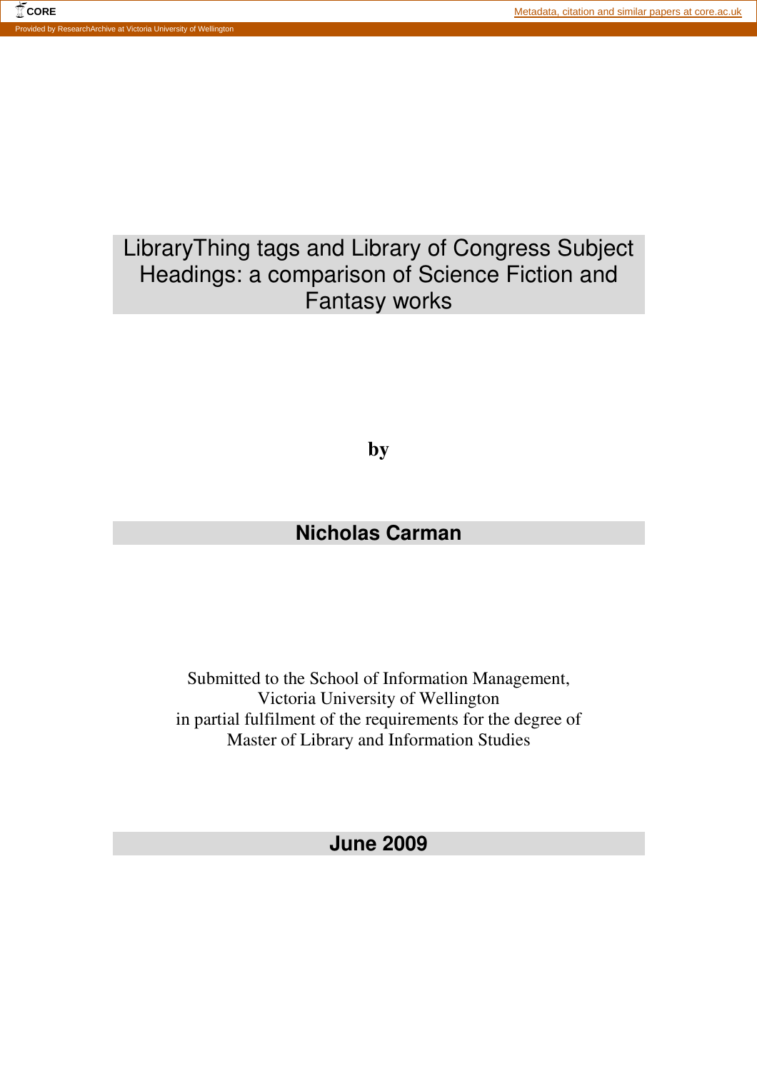# LibraryThing tags and Library of Congress Subject Headings: a comparison of Science Fiction and Fantasy works

**by**

**Nicholas Carman**

Submitted to the School of Information Management,
Victoria University of Wellington
in partial fulfilment of the requirements for the degree of
Master of Library and Information Studies

**June 2009**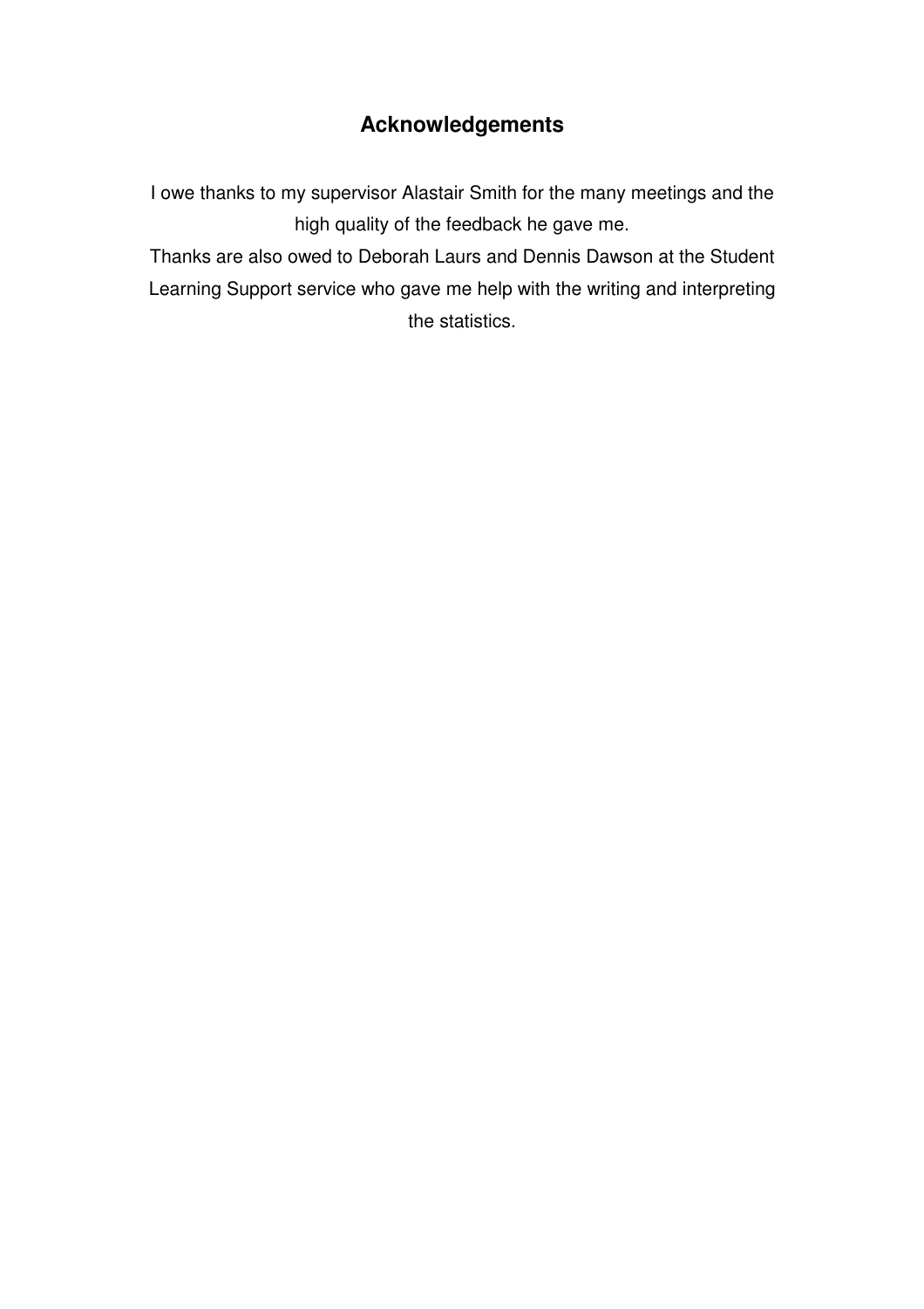## Acknowledgements

I owe thanks to my supervisor Alastair Smith for the many meetings and the high quality of the feedback he gave me.

Thanks are also owed to Deborah Laurs and Dennis Dawson at the Student Learning Support service who gave me help with the writing and interpreting the statistics.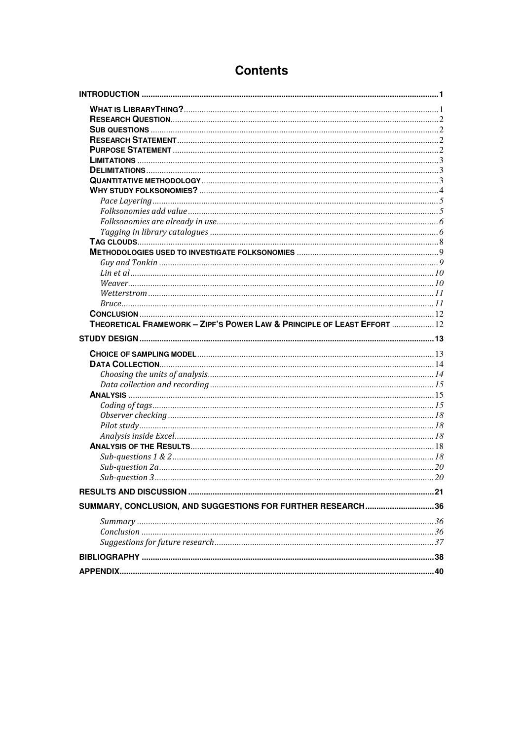# Contents

**INTRODUCTION** .................... 1

- **WHAT IS LIBRARYTHING?** .................... 1
- **RESEARCH QUESTION** .................... 2
- **SUB QUESTIONS** .................... 2
- **RESEARCH STATEMENT** .................... 2
- **PURPOSE STATEMENT** .................... 2
- **LIMITATIONS** .................... 3
- **DELIMITATIONS** .................... 3
- **QUANTITATIVE METHODOLOGY** .................... 3
- **WHY STUDY FOLKSONOMIES?** .................... 4
  - *Pace Layering* .................... 5
  - *Folksonomies add value* .................... 5
  - *Folksonomies are already in use* .................... 6
  - *Tagging in library catalogues* .................... 6
- **TAG CLOUDS** .................... 8
- **METHODOLOGIES USED TO INVESTIGATE FOLKSONOMIES** .................... 9
  - *Guy and Tonkin* .................... 9
  - *Lin et al* .................... 10
  - *Weaver* .................... 10
  - *Wetterstrom* .................... 11
  - *Bruce* .................... 11
- **CONCLUSION** .................... 12
- **THEORETICAL FRAMEWORK – ZIPF'S POWER LAW & PRINCIPLE OF LEAST EFFORT** .................... 12

**STUDY DESIGN** .................... 13

- **CHOICE OF SAMPLING MODEL** .................... 13
- **DATA COLLECTION** .................... 14
  - *Choosing the units of analysis* .................... 14
  - *Data collection and recording* .................... 15
- **ANALYSIS** .................... 15
  - *Coding of tags* .................... 15
  - *Observer checking* .................... 18
  - *Pilot study* .................... 18
  - *Analysis inside Excel* .................... 18
- **ANALYSIS OF THE RESULTS** .................... 18
  - *Sub-questions 1 & 2* .................... 18
  - *Sub-question 2a* .................... 20
  - *Sub-question 3* .................... 20

**RESULTS AND DISCUSSION** .................... 21

**SUMMARY, CONCLUSION, AND SUGGESTIONS FOR FURTHER RESEARCH** .................... 36

- *Summary* .................... 36
- *Conclusion* .................... 36
- *Suggestions for future research* .................... 37

**BIBLIOGRAPHY** .................... 38

**APPENDIX** .................... 40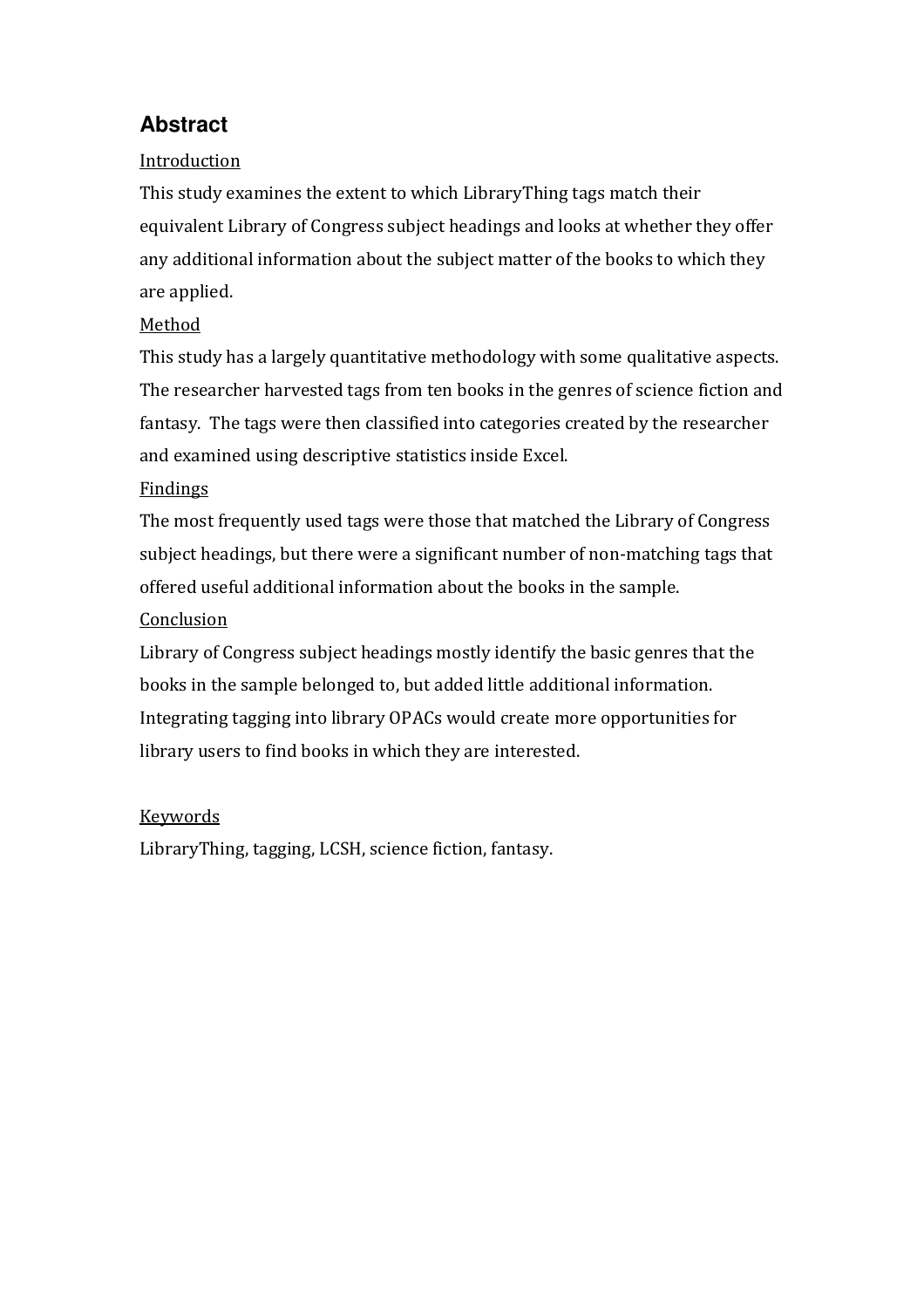## Abstract

Introduction

This study examines the extent to which LibraryThing tags match their equivalent Library of Congress subject headings and looks at whether they offer any additional information about the subject matter of the books to which they are applied.

Method

This study has a largely quantitative methodology with some qualitative aspects. The researcher harvested tags from ten books in the genres of science fiction and fantasy. The tags were then classified into categories created by the researcher and examined using descriptive statistics inside Excel.

Findings

The most frequently used tags were those that matched the Library of Congress subject headings, but there were a significant number of non-matching tags that offered useful additional information about the books in the sample.

Conclusion

Library of Congress subject headings mostly identify the basic genres that the books in the sample belonged to, but added little additional information. Integrating tagging into library OPACs would create more opportunities for library users to find books in which they are interested.

Keywords

LibraryThing, tagging, LCSH, science fiction, fantasy.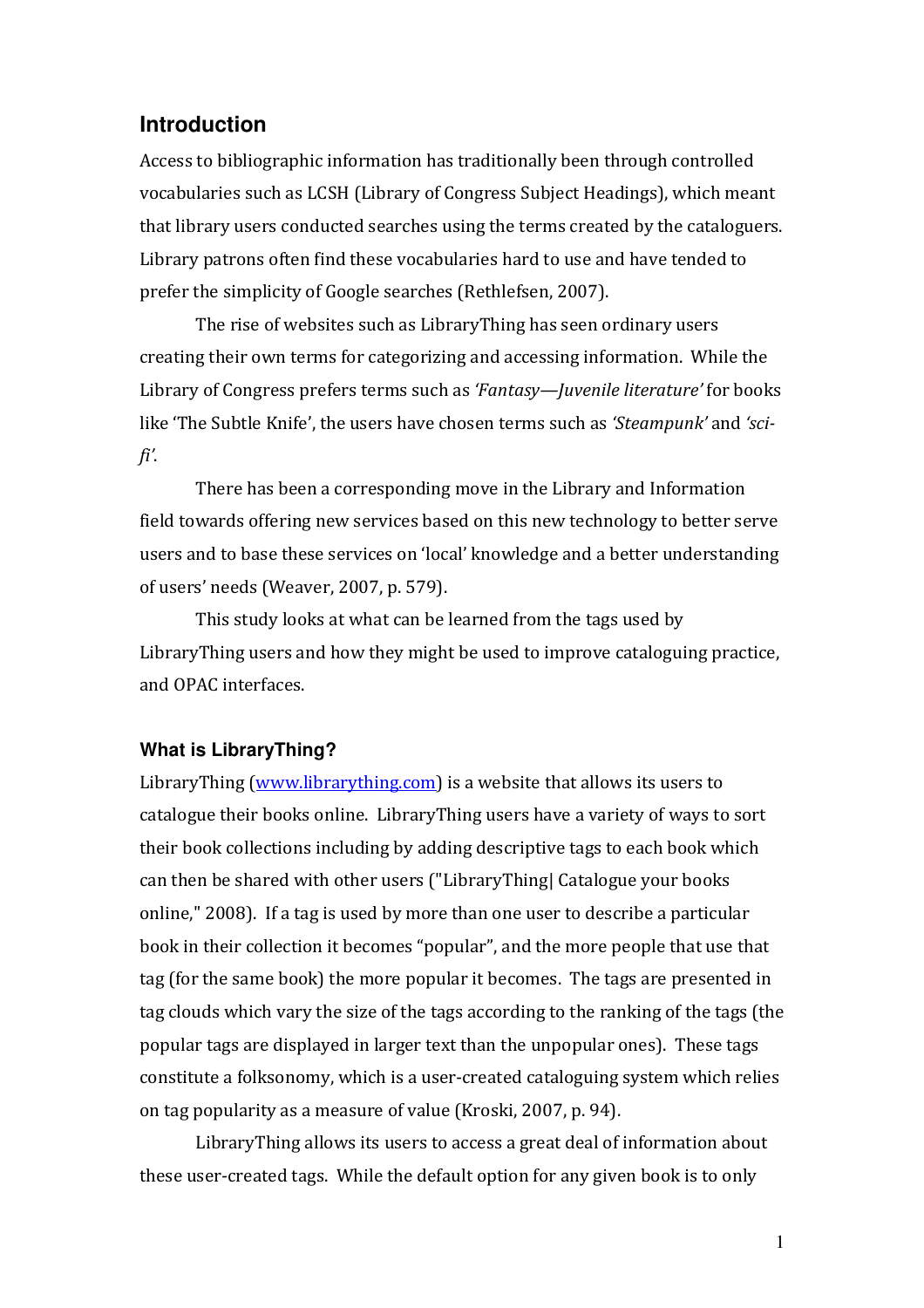## Introduction

Access to bibliographic information has traditionally been through controlled vocabularies such as LCSH (Library of Congress Subject Headings), which meant that library users conducted searches using the terms created by the cataloguers. Library patrons often find these vocabularies hard to use and have tended to prefer the simplicity of Google searches (Rethlefsen, 2007).

The rise of websites such as LibraryThing has seen ordinary users creating their own terms for categorizing and accessing information. While the Library of Congress prefers terms such as *'Fantasy—Juvenile literature'* for books like 'The Subtle Knife', the users have chosen terms such as *'Steampunk'* and *'sci-fi'*.

There has been a corresponding move in the Library and Information field towards offering new services based on this new technology to better serve users and to base these services on 'local' knowledge and a better understanding of users' needs (Weaver, 2007, p. 579).

This study looks at what can be learned from the tags used by LibraryThing users and how they might be used to improve cataloguing practice, and OPAC interfaces.

### What is LibraryThing?

LibraryThing ([www.librarything.com](www.librarything.com)) is a website that allows its users to catalogue their books online. LibraryThing users have a variety of ways to sort their book collections including by adding descriptive tags to each book which can then be shared with other users ("LibraryThing| Catalogue your books online," 2008). If a tag is used by more than one user to describe a particular book in their collection it becomes "popular", and the more people that use that tag (for the same book) the more popular it becomes. The tags are presented in tag clouds which vary the size of the tags according to the ranking of the tags (the popular tags are displayed in larger text than the unpopular ones). These tags constitute a folksonomy, which is a user-created cataloguing system which relies on tag popularity as a measure of value (Kroski, 2007, p. 94).

LibraryThing allows its users to access a great deal of information about these user-created tags. While the default option for any given book is to only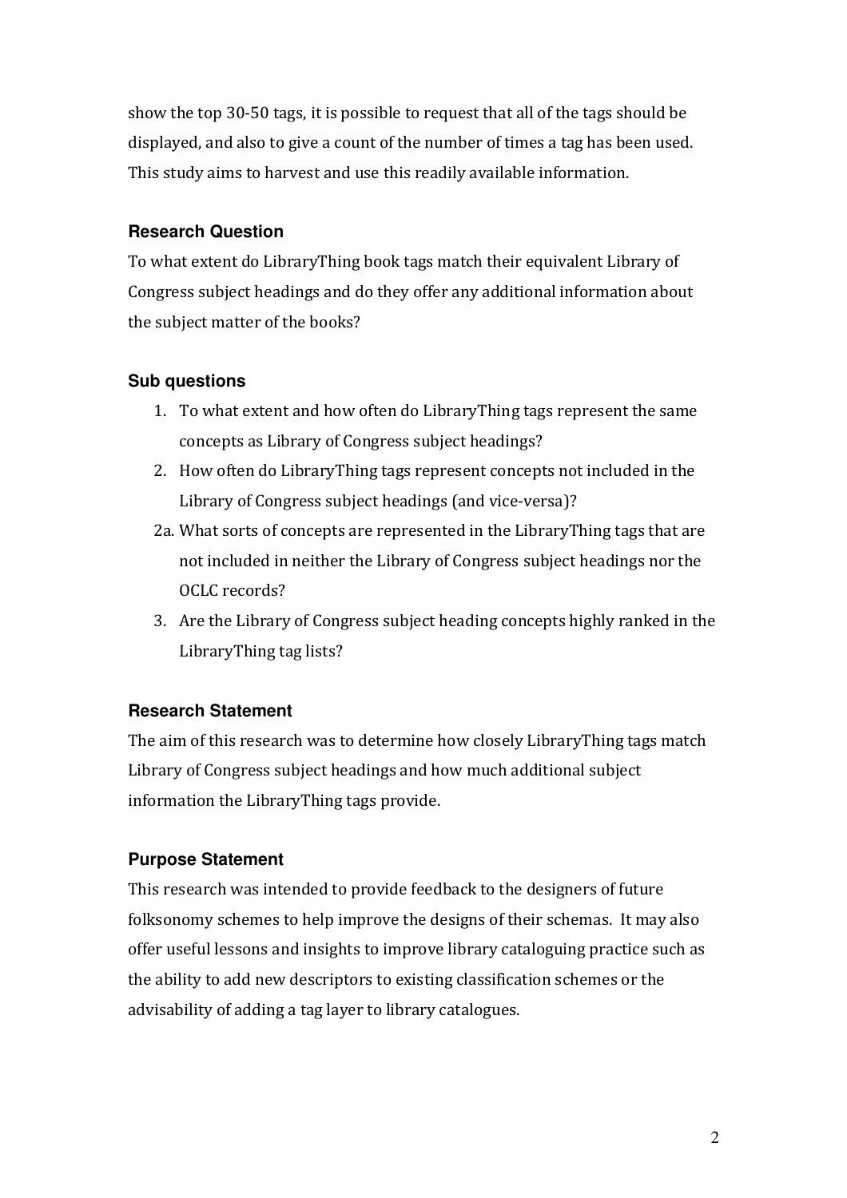show the top 30-50 tags, it is possible to request that all of the tags should be displayed, and also to give a count of the number of times a tag has been used. This study aims to harvest and use this readily available information.

### Research Question

To what extent do LibraryThing book tags match their equivalent Library of Congress subject headings and do they offer any additional information about the subject matter of the books?

### Sub questions

1. To what extent and how often do LibraryThing tags represent the same concepts as Library of Congress subject headings?
2. How often do LibraryThing tags represent concepts not included in the Library of Congress subject headings (and vice-versa)?

2a. What sorts of concepts are represented in the LibraryThing tags that are not included in neither the Library of Congress subject headings nor the OCLC records?

3. Are the Library of Congress subject heading concepts highly ranked in the LibraryThing tag lists?

### Research Statement

The aim of this research was to determine how closely LibraryThing tags match Library of Congress subject headings and how much additional subject information the LibraryThing tags provide.

### Purpose Statement

This research was intended to provide feedback to the designers of future folksonomy schemes to help improve the designs of their schemas. It may also offer useful lessons and insights to improve library cataloguing practice such as the ability to add new descriptors to existing classification schemes or the advisability of adding a tag layer to library catalogues.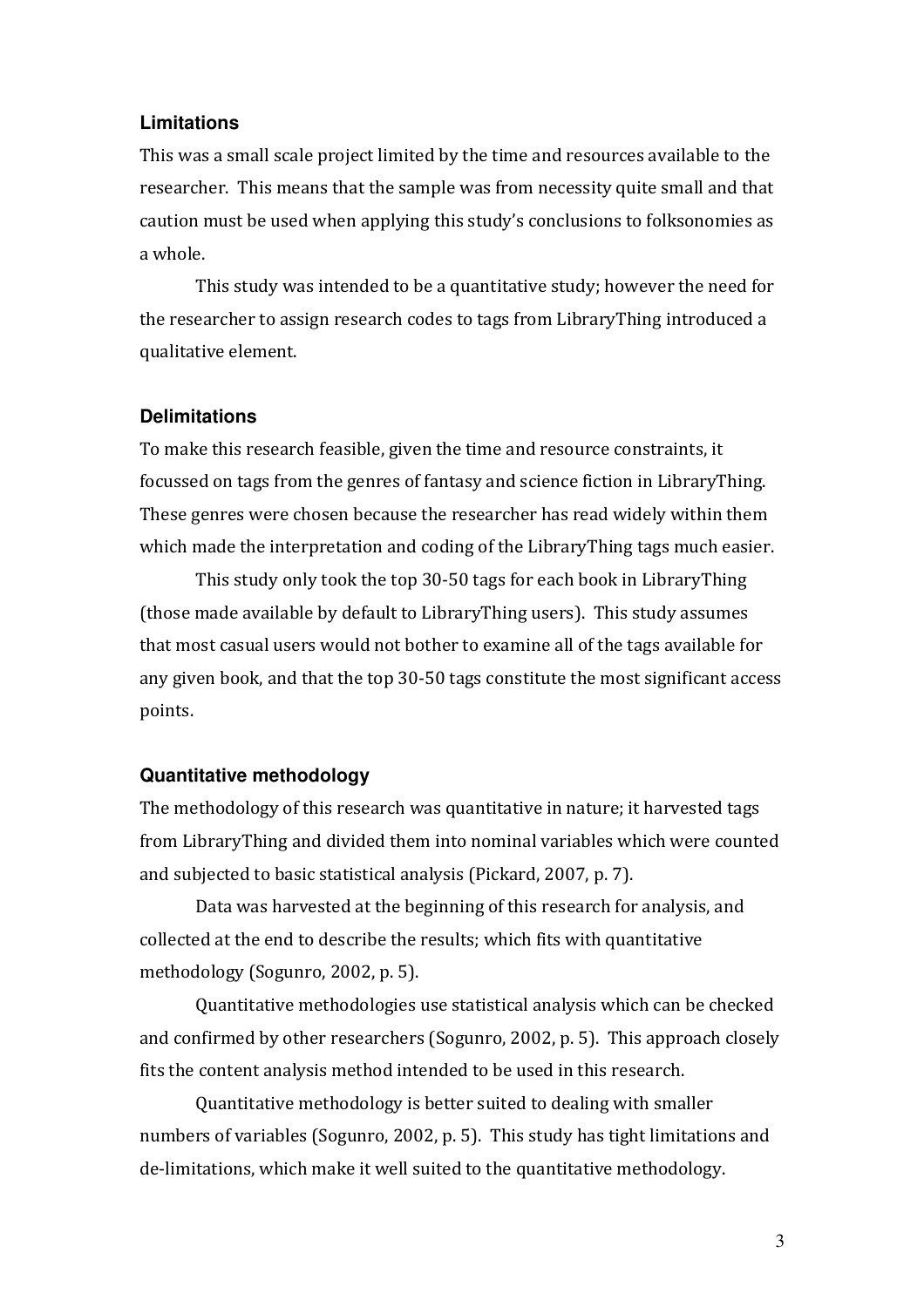### Limitations

This was a small scale project limited by the time and resources available to the researcher. This means that the sample was from necessity quite small and that caution must be used when applying this study's conclusions to folksonomies as a whole.

This study was intended to be a quantitative study; however the need for the researcher to assign research codes to tags from LibraryThing introduced a qualitative element.

### Delimitations

To make this research feasible, given the time and resource constraints, it focussed on tags from the genres of fantasy and science fiction in LibraryThing. These genres were chosen because the researcher has read widely within them which made the interpretation and coding of the LibraryThing tags much easier.

This study only took the top 30-50 tags for each book in LibraryThing (those made available by default to LibraryThing users). This study assumes that most casual users would not bother to examine all of the tags available for any given book, and that the top 30-50 tags constitute the most significant access points.

### Quantitative methodology

The methodology of this research was quantitative in nature; it harvested tags from LibraryThing and divided them into nominal variables which were counted and subjected to basic statistical analysis (Pickard, 2007, p. 7).

Data was harvested at the beginning of this research for analysis, and collected at the end to describe the results; which fits with quantitative methodology (Sogunro, 2002, p. 5).

Quantitative methodologies use statistical analysis which can be checked and confirmed by other researchers (Sogunro, 2002, p. 5). This approach closely fits the content analysis method intended to be used in this research.

Quantitative methodology is better suited to dealing with smaller numbers of variables (Sogunro, 2002, p. 5). This study has tight limitations and de-limitations, which make it well suited to the quantitative methodology.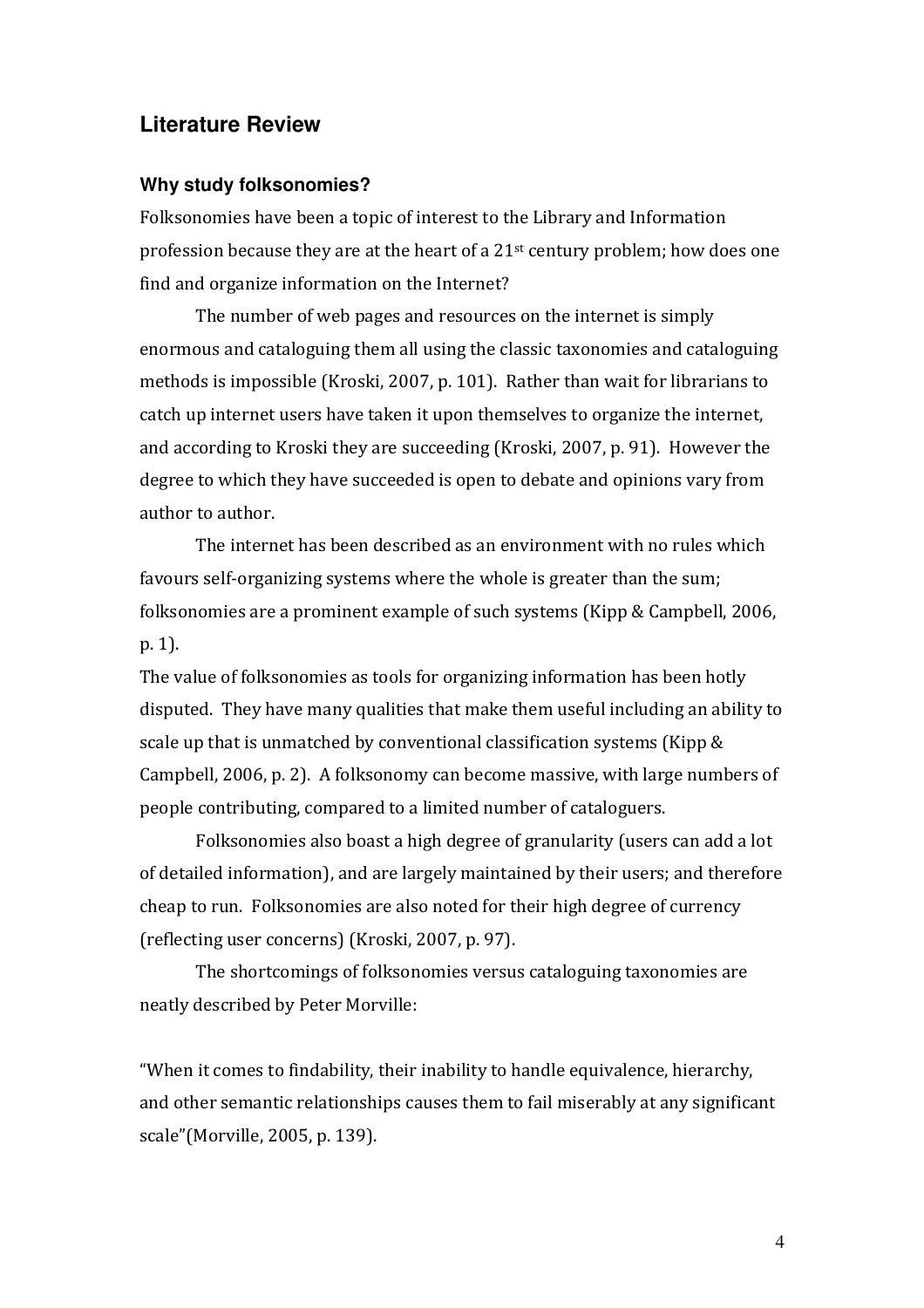## Literature Review

### Why study folksonomies?

Folksonomies have been a topic of interest to the Library and Information profession because they are at the heart of a 21st century problem; how does one find and organize information on the Internet?

The number of web pages and resources on the internet is simply enormous and cataloguing them all using the classic taxonomies and cataloguing methods is impossible (Kroski, 2007, p. 101). Rather than wait for librarians to catch up internet users have taken it upon themselves to organize the internet, and according to Kroski they are succeeding (Kroski, 2007, p. 91). However the degree to which they have succeeded is open to debate and opinions vary from author to author.

The internet has been described as an environment with no rules which favours self-organizing systems where the whole is greater than the sum; folksonomies are a prominent example of such systems (Kipp & Campbell, 2006, p. 1).

The value of folksonomies as tools for organizing information has been hotly disputed. They have many qualities that make them useful including an ability to scale up that is unmatched by conventional classification systems (Kipp & Campbell, 2006, p. 2). A folksonomy can become massive, with large numbers of people contributing, compared to a limited number of cataloguers.

Folksonomies also boast a high degree of granularity (users can add a lot of detailed information), and are largely maintained by their users; and therefore cheap to run. Folksonomies are also noted for their high degree of currency (reflecting user concerns) (Kroski, 2007, p. 97).

The shortcomings of folksonomies versus cataloguing taxonomies are neatly described by Peter Morville:

"When it comes to findability, their inability to handle equivalence, hierarchy, and other semantic relationships causes them to fail miserably at any significant scale"(Morville, 2005, p. 139).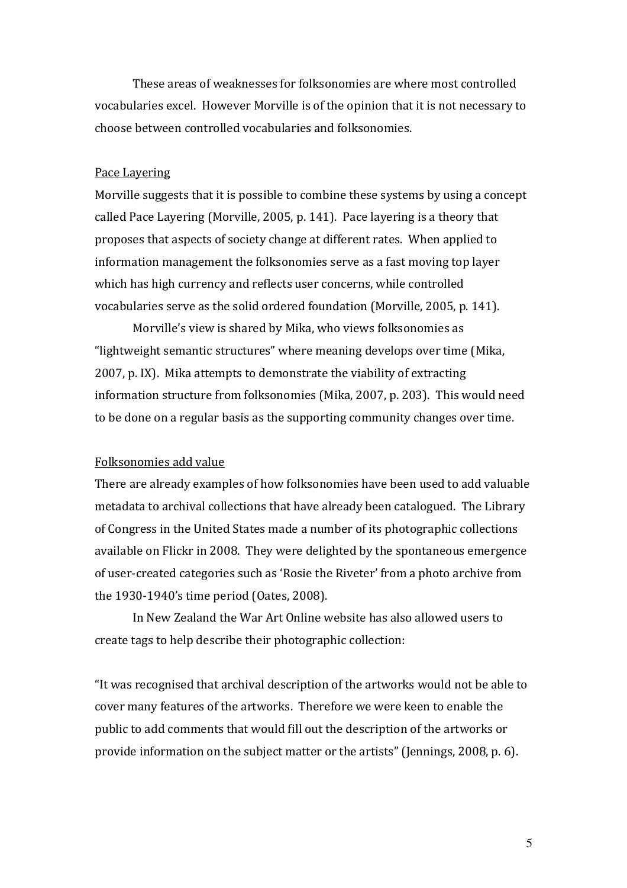These areas of weaknesses for folksonomies are where most controlled vocabularies excel. However Morville is of the opinion that it is not necessary to choose between controlled vocabularies and folksonomies.

### Pace Layering

Morville suggests that it is possible to combine these systems by using a concept called Pace Layering (Morville, 2005, p. 141). Pace layering is a theory that proposes that aspects of society change at different rates. When applied to information management the folksonomies serve as a fast moving top layer which has high currency and reflects user concerns, while controlled vocabularies serve as the solid ordered foundation (Morville, 2005, p. 141).

Morville's view is shared by Mika, who views folksonomies as "lightweight semantic structures" where meaning develops over time (Mika, 2007, p. IX). Mika attempts to demonstrate the viability of extracting information structure from folksonomies (Mika, 2007, p. 203). This would need to be done on a regular basis as the supporting community changes over time.

### Folksonomies add value

There are already examples of how folksonomies have been used to add valuable metadata to archival collections that have already been catalogued. The Library of Congress in the United States made a number of its photographic collections available on Flickr in 2008. They were delighted by the spontaneous emergence of user-created categories such as 'Rosie the Riveter' from a photo archive from the 1930-1940's time period (Oates, 2008).

In New Zealand the War Art Online website has also allowed users to create tags to help describe their photographic collection:

"It was recognised that archival description of the artworks would not be able to cover many features of the artworks. Therefore we were keen to enable the public to add comments that would fill out the description of the artworks or provide information on the subject matter or the artists" (Jennings, 2008, p. 6).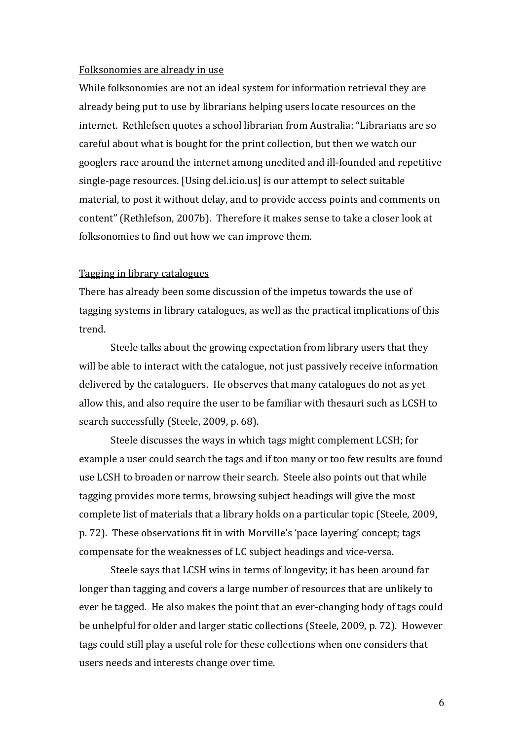Folksonomies are already in use

While folksonomies are not an ideal system for information retrieval they are already being put to use by librarians helping users locate resources on the internet. Rethlefsen quotes a school librarian from Australia: "Librarians are so careful about what is bought for the print collection, but then we watch our googlers race around the internet among unedited and ill-founded and repetitive single-page resources. [Using del.icio.us] is our attempt to select suitable material, to post it without delay, and to provide access points and comments on content" (Rethlefson, 2007b). Therefore it makes sense to take a closer look at folksonomies to find out how we can improve them.

Tagging in library catalogues

There has already been some discussion of the impetus towards the use of tagging systems in library catalogues, as well as the practical implications of this trend.

Steele talks about the growing expectation from library users that they will be able to interact with the catalogue, not just passively receive information delivered by the cataloguers. He observes that many catalogues do not as yet allow this, and also require the user to be familiar with thesauri such as LCSH to search successfully (Steele, 2009, p. 68).

Steele discusses the ways in which tags might complement LCSH; for example a user could search the tags and if too many or too few results are found use LCSH to broaden or narrow their search. Steele also points out that while tagging provides more terms, browsing subject headings will give the most complete list of materials that a library holds on a particular topic (Steele, 2009, p. 72). These observations fit in with Morville's 'pace layering' concept; tags compensate for the weaknesses of LC subject headings and vice-versa.

Steele says that LCSH wins in terms of longevity; it has been around far longer than tagging and covers a large number of resources that are unlikely to ever be tagged. He also makes the point that an ever-changing body of tags could be unhelpful for older and larger static collections (Steele, 2009, p. 72). However tags could still play a useful role for these collections when one considers that users needs and interests change over time.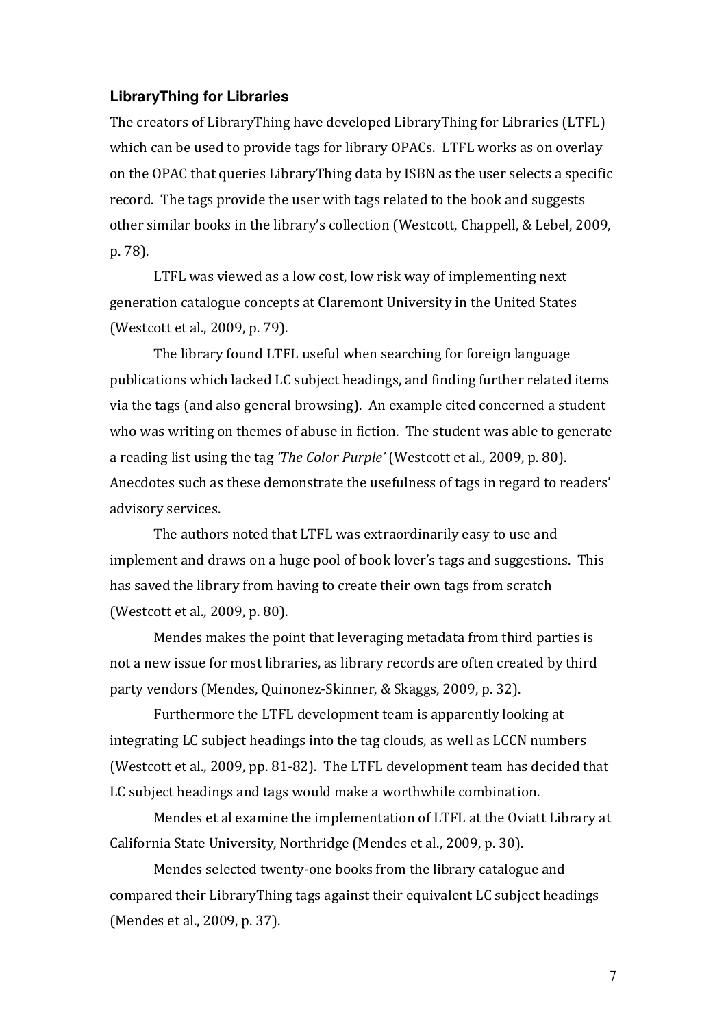### LibraryThing for Libraries

The creators of LibraryThing have developed LibraryThing for Libraries (LTFL) which can be used to provide tags for library OPACs. LTFL works as on overlay on the OPAC that queries LibraryThing data by ISBN as the user selects a specific record. The tags provide the user with tags related to the book and suggests other similar books in the library's collection (Westcott, Chappell, & Lebel, 2009, p. 78).

LTFL was viewed as a low cost, low risk way of implementing next generation catalogue concepts at Claremont University in the United States (Westcott et al., 2009, p. 79).

The library found LTFL useful when searching for foreign language publications which lacked LC subject headings, and finding further related items via the tags (and also general browsing). An example cited concerned a student who was writing on themes of abuse in fiction. The student was able to generate a reading list using the tag *'The Color Purple'* (Westcott et al., 2009, p. 80). Anecdotes such as these demonstrate the usefulness of tags in regard to readers' advisory services.

The authors noted that LTFL was extraordinarily easy to use and implement and draws on a huge pool of book lover's tags and suggestions. This has saved the library from having to create their own tags from scratch (Westcott et al., 2009, p. 80).

Mendes makes the point that leveraging metadata from third parties is not a new issue for most libraries, as library records are often created by third party vendors (Mendes, Quinonez-Skinner, & Skaggs, 2009, p. 32).

Furthermore the LTFL development team is apparently looking at integrating LC subject headings into the tag clouds, as well as LCCN numbers (Westcott et al., 2009, pp. 81-82). The LTFL development team has decided that LC subject headings and tags would make a worthwhile combination.

Mendes et al examine the implementation of LTFL at the Oviatt Library at California State University, Northridge (Mendes et al., 2009, p. 30).

Mendes selected twenty-one books from the library catalogue and compared their LibraryThing tags against their equivalent LC subject headings (Mendes et al., 2009, p. 37).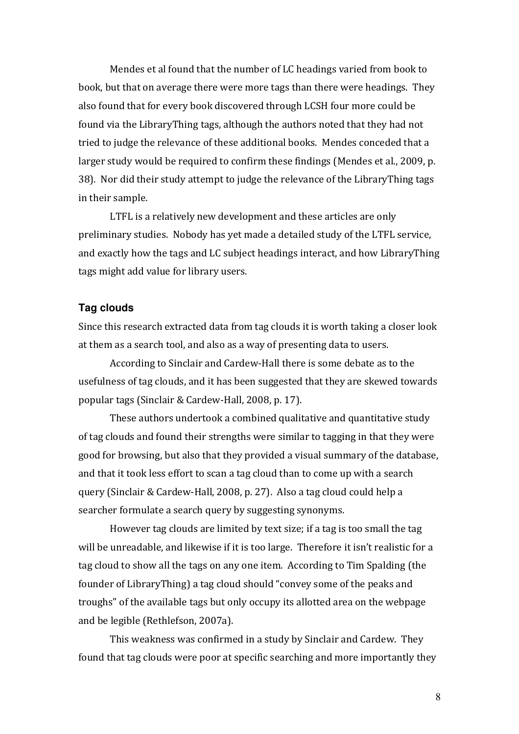Mendes et al found that the number of LC headings varied from book to book, but that on average there were more tags than there were headings. They also found that for every book discovered through LCSH four more could be found via the LibraryThing tags, although the authors noted that they had not tried to judge the relevance of these additional books. Mendes conceded that a larger study would be required to confirm these findings (Mendes et al., 2009, p. 38). Nor did their study attempt to judge the relevance of the LibraryThing tags in their sample.

LTFL is a relatively new development and these articles are only preliminary studies. Nobody has yet made a detailed study of the LTFL service, and exactly how the tags and LC subject headings interact, and how LibraryThing tags might add value for library users.

### Tag clouds

Since this research extracted data from tag clouds it is worth taking a closer look at them as a search tool, and also as a way of presenting data to users.

According to Sinclair and Cardew-Hall there is some debate as to the usefulness of tag clouds, and it has been suggested that they are skewed towards popular tags (Sinclair & Cardew-Hall, 2008, p. 17).

These authors undertook a combined qualitative and quantitative study of tag clouds and found their strengths were similar to tagging in that they were good for browsing, but also that they provided a visual summary of the database, and that it took less effort to scan a tag cloud than to come up with a search query (Sinclair & Cardew-Hall, 2008, p. 27). Also a tag cloud could help a searcher formulate a search query by suggesting synonyms.

However tag clouds are limited by text size; if a tag is too small the tag will be unreadable, and likewise if it is too large. Therefore it isn't realistic for a tag cloud to show all the tags on any one item. According to Tim Spalding (the founder of LibraryThing) a tag cloud should "convey some of the peaks and troughs" of the available tags but only occupy its allotted area on the webpage and be legible (Rethlefson, 2007a).

This weakness was confirmed in a study by Sinclair and Cardew. They found that tag clouds were poor at specific searching and more importantly they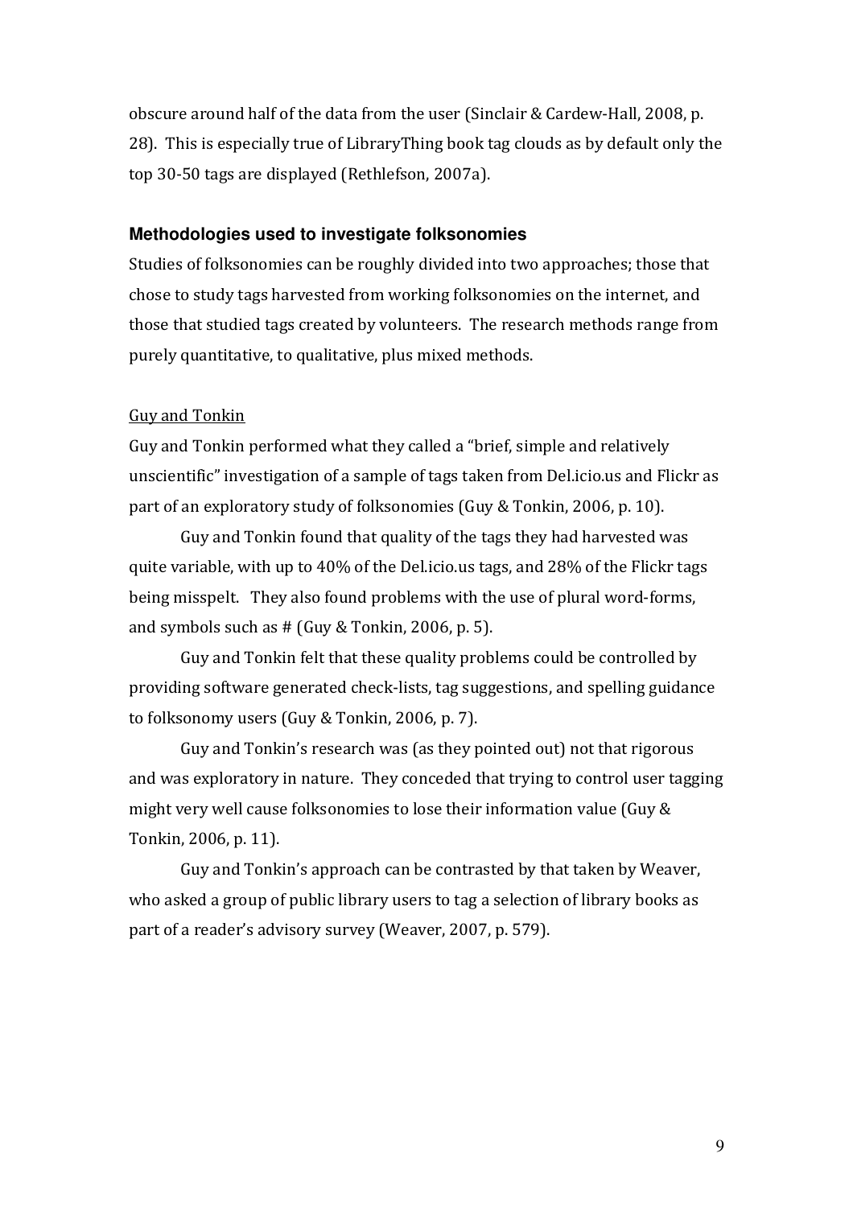obscure around half of the data from the user (Sinclair & Cardew-Hall, 2008, p. 28). This is especially true of LibraryThing book tag clouds as by default only the top 30-50 tags are displayed (Rethlefson, 2007a).

### Methodologies used to investigate folksonomies

Studies of folksonomies can be roughly divided into two approaches; those that chose to study tags harvested from working folksonomies on the internet, and those that studied tags created by volunteers. The research methods range from purely quantitative, to qualitative, plus mixed methods.

Guy and Tonkin

Guy and Tonkin performed what they called a "brief, simple and relatively unscientific" investigation of a sample of tags taken from Del.icio.us and Flickr as part of an exploratory study of folksonomies (Guy & Tonkin, 2006, p. 10).

Guy and Tonkin found that quality of the tags they had harvested was quite variable, with up to 40% of the Del.icio.us tags, and 28% of the Flickr tags being misspelt. They also found problems with the use of plural word-forms, and symbols such as # (Guy & Tonkin, 2006, p. 5).

Guy and Tonkin felt that these quality problems could be controlled by providing software generated check-lists, tag suggestions, and spelling guidance to folksonomy users (Guy & Tonkin, 2006, p. 7).

Guy and Tonkin's research was (as they pointed out) not that rigorous and was exploratory in nature. They conceded that trying to control user tagging might very well cause folksonomies to lose their information value (Guy & Tonkin, 2006, p. 11).

Guy and Tonkin's approach can be contrasted by that taken by Weaver, who asked a group of public library users to tag a selection of library books as part of a reader's advisory survey (Weaver, 2007, p. 579).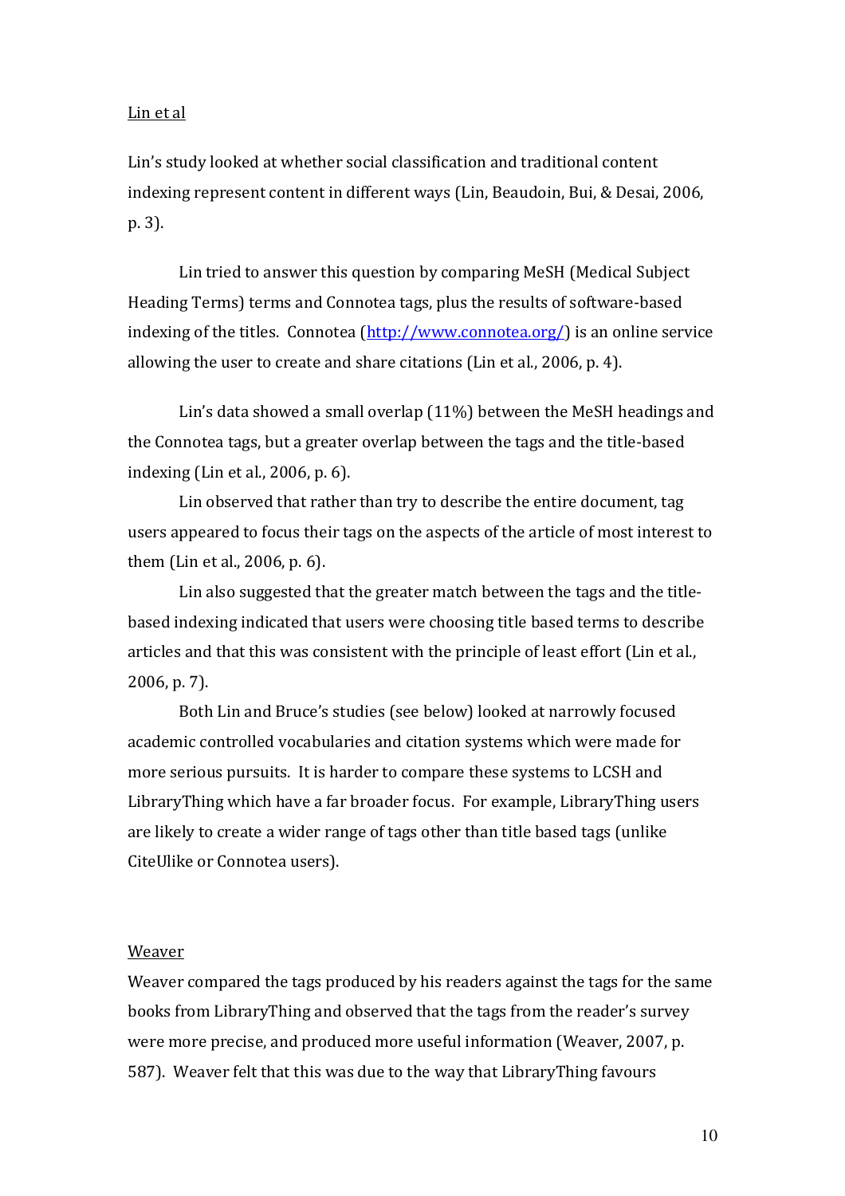Lin et al

Lin's study looked at whether social classification and traditional content indexing represent content in different ways (Lin, Beaudoin, Bui, & Desai, 2006, p. 3).

Lin tried to answer this question by comparing MeSH (Medical Subject Heading Terms) terms and Connotea tags, plus the results of software-based indexing of the titles. Connotea (http://www.connotea.org/) is an online service allowing the user to create and share citations (Lin et al., 2006, p. 4).

Lin's data showed a small overlap (11%) between the MeSH headings and the Connotea tags, but a greater overlap between the tags and the title-based indexing (Lin et al., 2006, p. 6).

Lin observed that rather than try to describe the entire document, tag users appeared to focus their tags on the aspects of the article of most interest to them (Lin et al., 2006, p. 6).

Lin also suggested that the greater match between the tags and the title-based indexing indicated that users were choosing title based terms to describe articles and that this was consistent with the principle of least effort (Lin et al., 2006, p. 7).

Both Lin and Bruce's studies (see below) looked at narrowly focused academic controlled vocabularies and citation systems which were made for more serious pursuits. It is harder to compare these systems to LCSH and LibraryThing which have a far broader focus. For example, LibraryThing users are likely to create a wider range of tags other than title based tags (unlike CiteUlike or Connotea users).

Weaver

Weaver compared the tags produced by his readers against the tags for the same books from LibraryThing and observed that the tags from the reader's survey were more precise, and produced more useful information (Weaver, 2007, p. 587). Weaver felt that this was due to the way that LibraryThing favours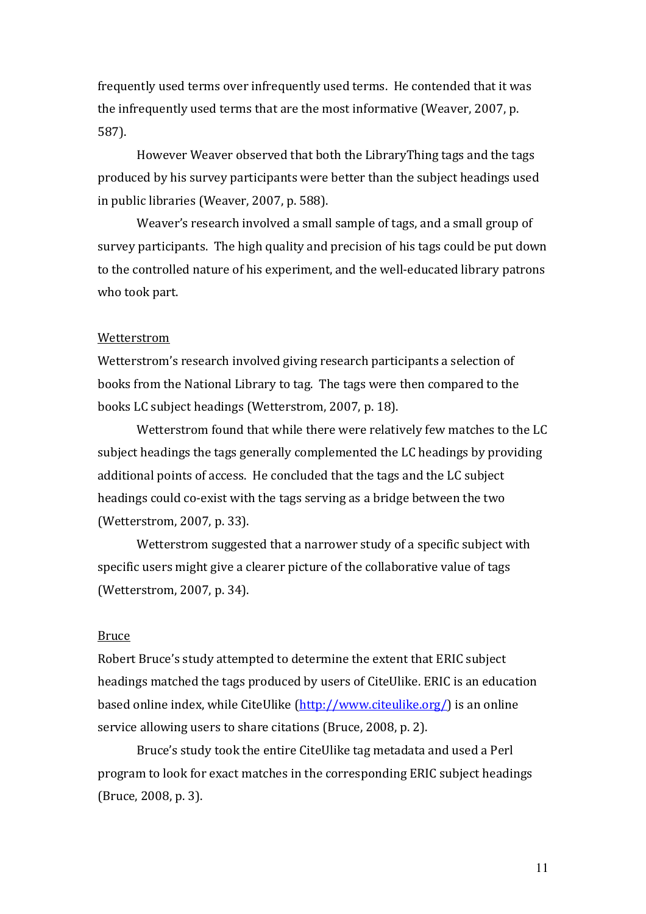frequently used terms over infrequently used terms. He contended that it was the infrequently used terms that are the most informative (Weaver, 2007, p. 587).

However Weaver observed that both the LibraryThing tags and the tags produced by his survey participants were better than the subject headings used in public libraries (Weaver, 2007, p. 588).

Weaver's research involved a small sample of tags, and a small group of survey participants. The high quality and precision of his tags could be put down to the controlled nature of his experiment, and the well-educated library patrons who took part.

<u>Wetterstrom</u>

Wetterstrom's research involved giving research participants a selection of books from the National Library to tag. The tags were then compared to the books LC subject headings (Wetterstrom, 2007, p. 18).

Wetterstrom found that while there were relatively few matches to the LC subject headings the tags generally complemented the LC headings by providing additional points of access. He concluded that the tags and the LC subject headings could co-exist with the tags serving as a bridge between the two (Wetterstrom, 2007, p. 33).

Wetterstrom suggested that a narrower study of a specific subject with specific users might give a clearer picture of the collaborative value of tags (Wetterstrom, 2007, p. 34).

<u>Bruce</u>

Robert Bruce's study attempted to determine the extent that ERIC subject headings matched the tags produced by users of CiteUlike. ERIC is an education based online index, while CiteUlike (http://www.citeulike.org/) is an online service allowing users to share citations (Bruce, 2008, p. 2).

Bruce's study took the entire CiteUlike tag metadata and used a Perl program to look for exact matches in the corresponding ERIC subject headings (Bruce, 2008, p. 3).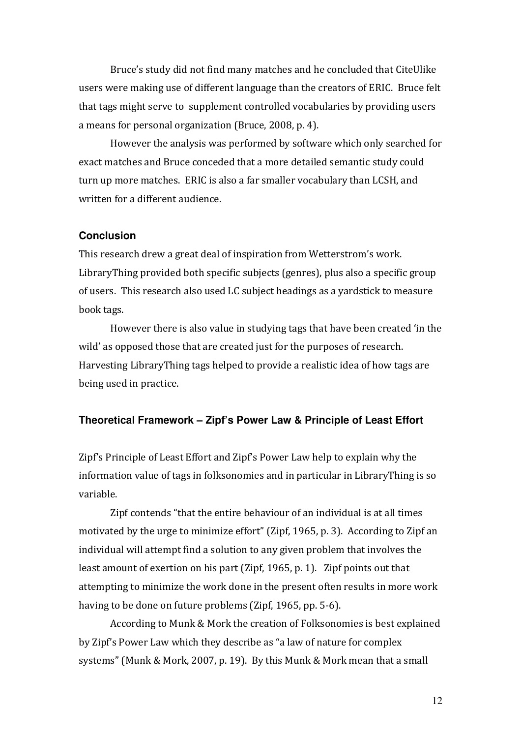Bruce's study did not find many matches and he concluded that CiteUlike users were making use of different language than the creators of ERIC. Bruce felt that tags might serve to supplement controlled vocabularies by providing users a means for personal organization (Bruce, 2008, p. 4).

However the analysis was performed by software which only searched for exact matches and Bruce conceded that a more detailed semantic study could turn up more matches. ERIC is also a far smaller vocabulary than LCSH, and written for a different audience.

### Conclusion

This research drew a great deal of inspiration from Wetterstrom's work. LibraryThing provided both specific subjects (genres), plus also a specific group of users. This research also used LC subject headings as a yardstick to measure book tags.

However there is also value in studying tags that have been created 'in the wild' as opposed those that are created just for the purposes of research. Harvesting LibraryThing tags helped to provide a realistic idea of how tags are being used in practice.

### Theoretical Framework – Zipf's Power Law & Principle of Least Effort

Zipf's Principle of Least Effort and Zipf's Power Law help to explain why the information value of tags in folksonomies and in particular in LibraryThing is so variable.

Zipf contends "that the entire behaviour of an individual is at all times motivated by the urge to minimize effort" (Zipf, 1965, p. 3). According to Zipf an individual will attempt find a solution to any given problem that involves the least amount of exertion on his part (Zipf, 1965, p. 1). Zipf points out that attempting to minimize the work done in the present often results in more work having to be done on future problems (Zipf, 1965, pp. 5-6).

According to Munk & Mork the creation of Folksonomies is best explained by Zipf's Power Law which they describe as "a law of nature for complex systems" (Munk & Mork, 2007, p. 19). By this Munk & Mork mean that a small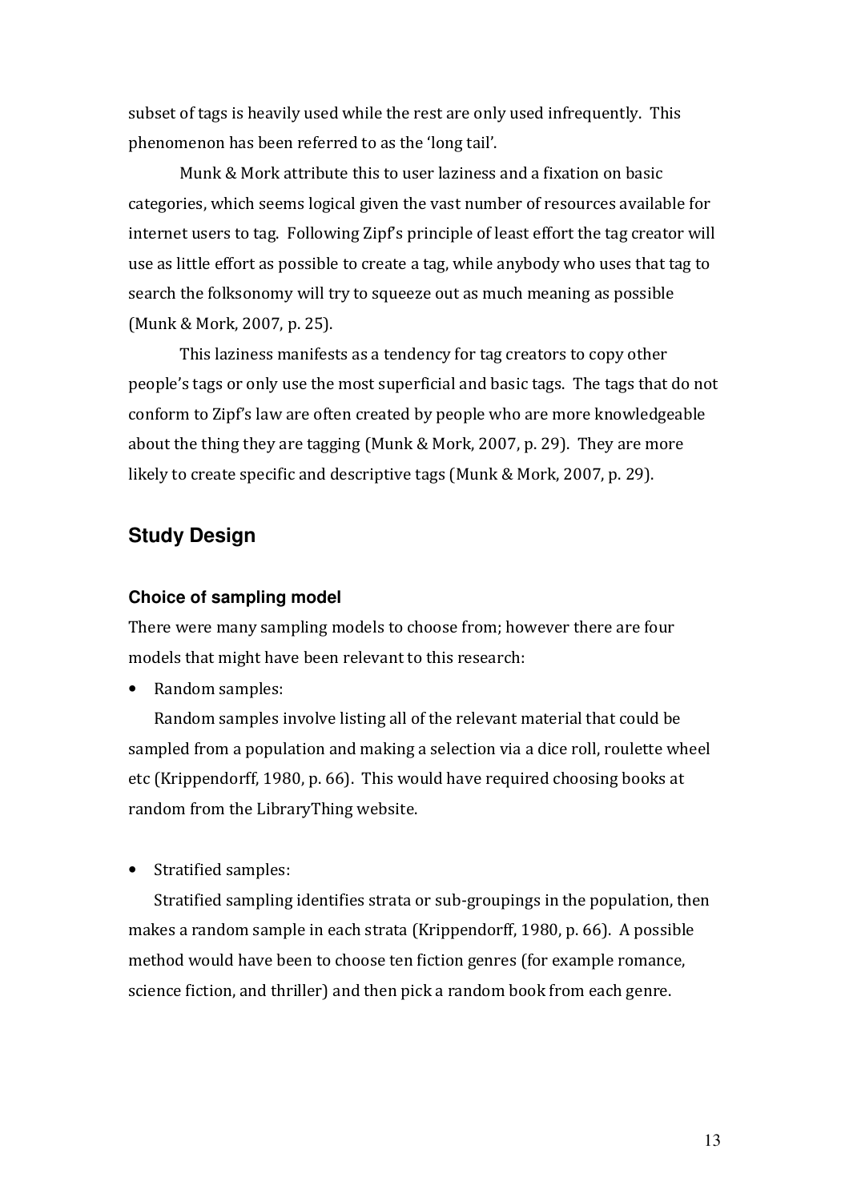subset of tags is heavily used while the rest are only used infrequently. This phenomenon has been referred to as the 'long tail'.

Munk & Mork attribute this to user laziness and a fixation on basic categories, which seems logical given the vast number of resources available for internet users to tag. Following Zipf's principle of least effort the tag creator will use as little effort as possible to create a tag, while anybody who uses that tag to search the folksonomy will try to squeeze out as much meaning as possible (Munk & Mork, 2007, p. 25).

This laziness manifests as a tendency for tag creators to copy other people's tags or only use the most superficial and basic tags. The tags that do not conform to Zipf's law are often created by people who are more knowledgeable about the thing they are tagging (Munk & Mork, 2007, p. 29). They are more likely to create specific and descriptive tags (Munk & Mork, 2007, p. 29).

## Study Design

### Choice of sampling model

There were many sampling models to choose from; however there are four models that might have been relevant to this research:

- Random samples:

  Random samples involve listing all of the relevant material that could be sampled from a population and making a selection via a dice roll, roulette wheel etc (Krippendorff, 1980, p. 66). This would have required choosing books at random from the LibraryThing website.

- Stratified samples:

  Stratified sampling identifies strata or sub-groupings in the population, then makes a random sample in each strata (Krippendorff, 1980, p. 66). A possible method would have been to choose ten fiction genres (for example romance, science fiction, and thriller) and then pick a random book from each genre.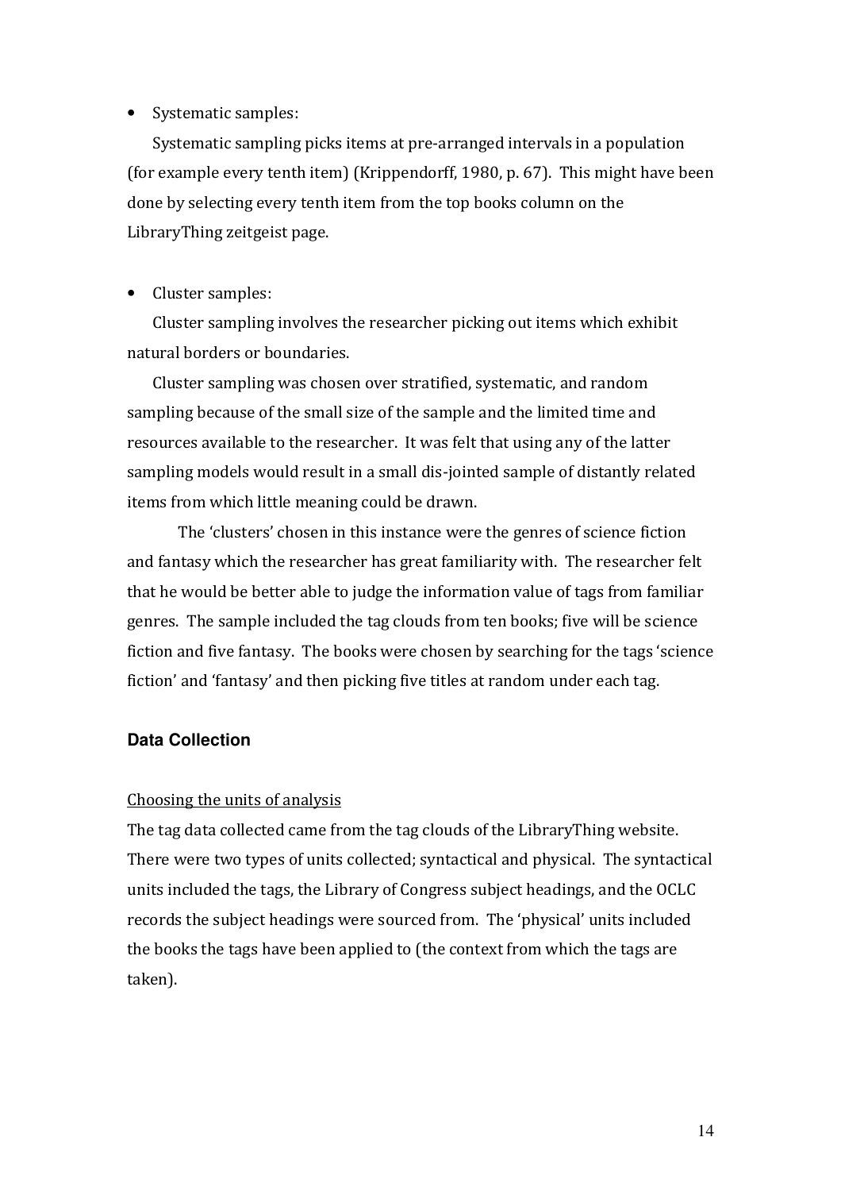- Systematic samples:

  Systematic sampling picks items at pre-arranged intervals in a population (for example every tenth item) (Krippendorff, 1980, p. 67). This might have been done by selecting every tenth item from the top books column on the LibraryThing zeitgeist page.

- Cluster samples:

  Cluster sampling involves the researcher picking out items which exhibit natural borders or boundaries.

  Cluster sampling was chosen over stratified, systematic, and random sampling because of the small size of the sample and the limited time and resources available to the researcher. It was felt that using any of the latter sampling models would result in a small dis-jointed sample of distantly related items from which little meaning could be drawn.

The 'clusters' chosen in this instance were the genres of science fiction and fantasy which the researcher has great familiarity with. The researcher felt that he would be better able to judge the information value of tags from familiar genres. The sample included the tag clouds from ten books; five will be science fiction and five fantasy. The books were chosen by searching for the tags 'science fiction' and 'fantasy' and then picking five titles at random under each tag.

## Data Collection

<u>Choosing the units of analysis</u>

The tag data collected came from the tag clouds of the LibraryThing website. There were two types of units collected; syntactical and physical. The syntactical units included the tags, the Library of Congress subject headings, and the OCLC records the subject headings were sourced from. The 'physical' units included the books the tags have been applied to (the context from which the tags are taken).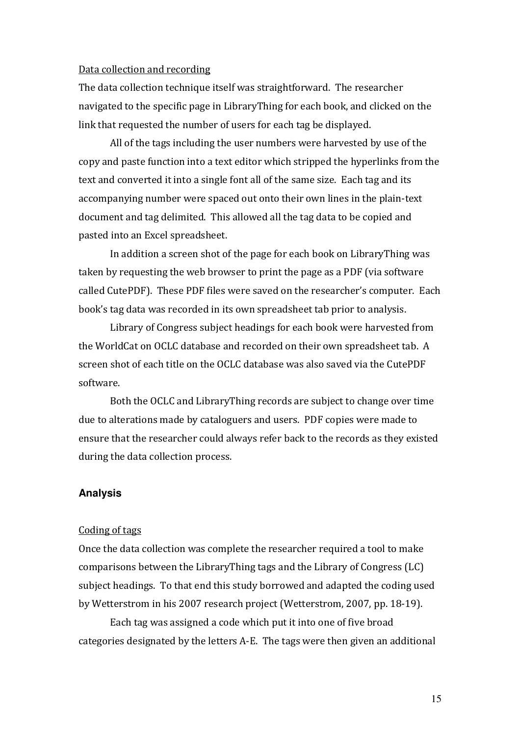Data collection and recording

The data collection technique itself was straightforward. The researcher navigated to the specific page in LibraryThing for each book, and clicked on the link that requested the number of users for each tag be displayed.

All of the tags including the user numbers were harvested by use of the copy and paste function into a text editor which stripped the hyperlinks from the text and converted it into a single font all of the same size. Each tag and its accompanying number were spaced out onto their own lines in the plain-text document and tag delimited. This allowed all the tag data to be copied and pasted into an Excel spreadsheet.

In addition a screen shot of the page for each book on LibraryThing was taken by requesting the web browser to print the page as a PDF (via software called CutePDF). These PDF files were saved on the researcher's computer. Each book's tag data was recorded in its own spreadsheet tab prior to analysis.

Library of Congress subject headings for each book were harvested from the WorldCat on OCLC database and recorded on their own spreadsheet tab. A screen shot of each title on the OCLC database was also saved via the CutePDF software.

Both the OCLC and LibraryThing records are subject to change over time due to alterations made by cataloguers and users. PDF copies were made to ensure that the researcher could always refer back to the records as they existed during the data collection process.

## Analysis

Coding of tags

Once the data collection was complete the researcher required a tool to make comparisons between the LibraryThing tags and the Library of Congress (LC) subject headings. To that end this study borrowed and adapted the coding used by Wetterstrom in his 2007 research project (Wetterstrom, 2007, pp. 18-19).

Each tag was assigned a code which put it into one of five broad categories designated by the letters A-E. The tags were then given an additional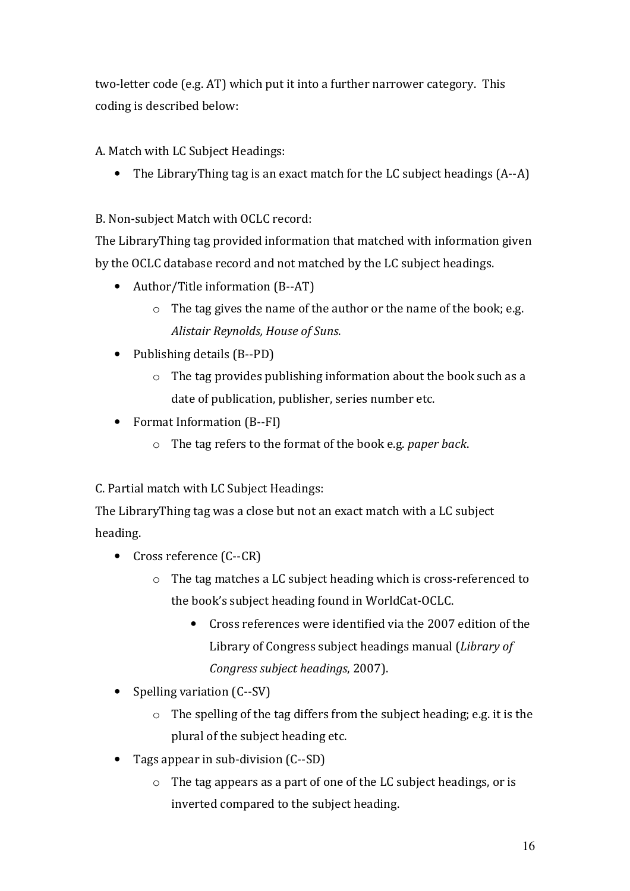two-letter code (e.g. AT) which put it into a further narrower category. This coding is described below:

A. Match with LC Subject Headings:

- The LibraryThing tag is an exact match for the LC subject headings (A--A)

B. Non-subject Match with OCLC record:

The LibraryThing tag provided information that matched with information given by the OCLC database record and not matched by the LC subject headings.

- Author/Title information (B--AT)
    - The tag gives the name of the author or the name of the book; e.g. *Alistair Reynolds, House of Suns*.
- Publishing details (B--PD)
    - The tag provides publishing information about the book such as a date of publication, publisher, series number etc.
- Format Information (B--FI)
    - The tag refers to the format of the book e.g. *paper back*.

C. Partial match with LC Subject Headings:

The LibraryThing tag was a close but not an exact match with a LC subject heading.

- Cross reference (C--CR)
    - The tag matches a LC subject heading which is cross-referenced to the book's subject heading found in WorldCat-OCLC.
        - Cross references were identified via the 2007 edition of the Library of Congress subject headings manual (*Library of Congress subject headings*, 2007).
- Spelling variation (C--SV)
    - The spelling of the tag differs from the subject heading; e.g. it is the plural of the subject heading etc.
- Tags appear in sub-division (C--SD)
    - The tag appears as a part of one of the LC subject headings, or is inverted compared to the subject heading.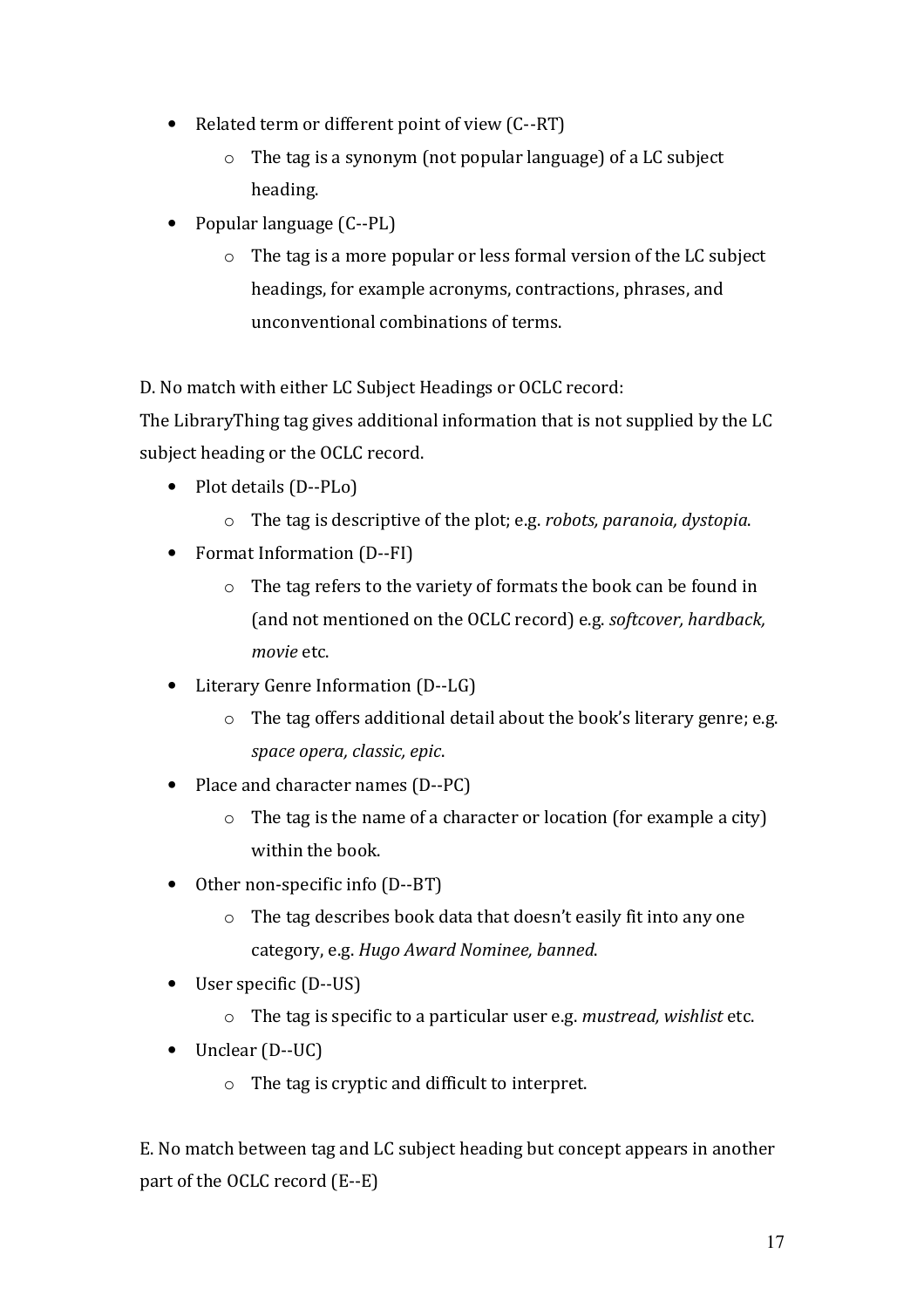- Related term or different point of view (C--RT)
  - The tag is a synonym (not popular language) of a LC subject heading.
- Popular language (C--PL)
  - The tag is a more popular or less formal version of the LC subject headings, for example acronyms, contractions, phrases, and unconventional combinations of terms.

D. No match with either LC Subject Headings or OCLC record:
The LibraryThing tag gives additional information that is not supplied by the LC subject heading or the OCLC record.

- Plot details (D--PLo)
  - The tag is descriptive of the plot; e.g. *robots, paranoia, dystopia*.
- Format Information (D--FI)
  - The tag refers to the variety of formats the book can be found in (and not mentioned on the OCLC record) e.g. *softcover, hardback, movie* etc.
- Literary Genre Information (D--LG)
  - The tag offers additional detail about the book's literary genre; e.g. *space opera, classic, epic*.
- Place and character names (D--PC)
  - The tag is the name of a character or location (for example a city) within the book.
- Other non-specific info (D--BT)
  - The tag describes book data that doesn't easily fit into any one category, e.g. *Hugo Award Nominee, banned*.
- User specific (D--US)
  - The tag is specific to a particular user e.g. *mustread, wishlist* etc.
- Unclear (D--UC)
  - The tag is cryptic and difficult to interpret.

E. No match between tag and LC subject heading but concept appears in another part of the OCLC record (E--E)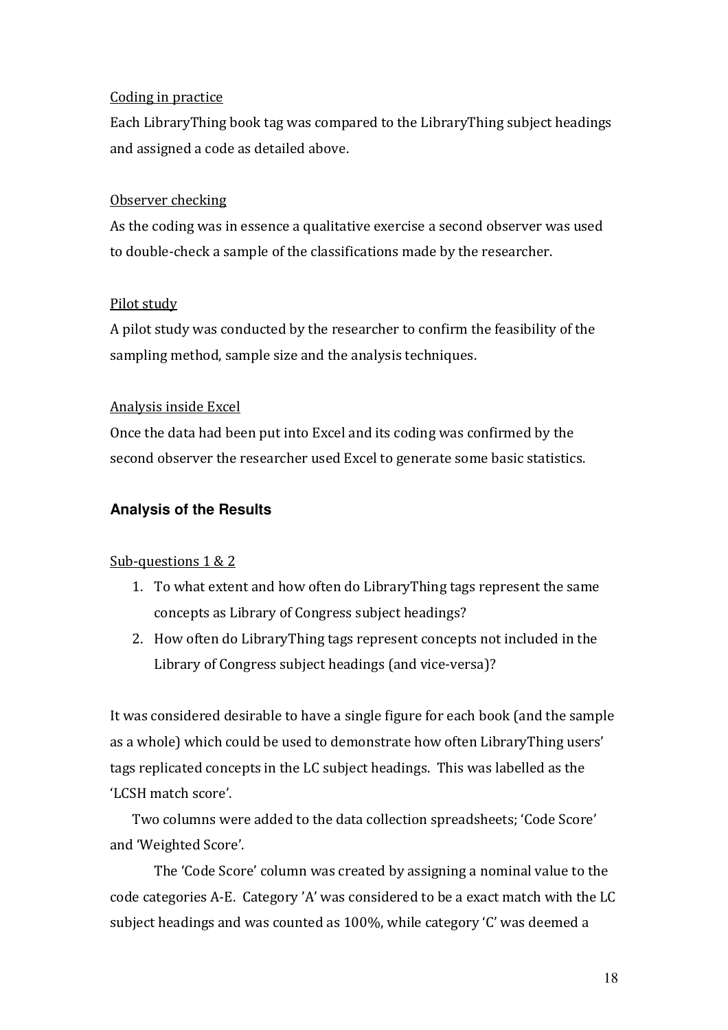Coding in practice

Each LibraryThing book tag was compared to the LibraryThing subject headings and assigned a code as detailed above.

Observer checking

As the coding was in essence a qualitative exercise a second observer was used to double-check a sample of the classifications made by the researcher.

Pilot study

A pilot study was conducted by the researcher to confirm the feasibility of the sampling method, sample size and the analysis techniques.

Analysis inside Excel

Once the data had been put into Excel and its coding was confirmed by the second observer the researcher used Excel to generate some basic statistics.

### Analysis of the Results

Sub-questions 1 & 2

1. To what extent and how often do LibraryThing tags represent the same concepts as Library of Congress subject headings?
2. How often do LibraryThing tags represent concepts not included in the Library of Congress subject headings (and vice-versa)?

It was considered desirable to have a single figure for each book (and the sample as a whole) which could be used to demonstrate how often LibraryThing users' tags replicated concepts in the LC subject headings. This was labelled as the 'LCSH match score'.

Two columns were added to the data collection spreadsheets; 'Code Score' and 'Weighted Score'.

The 'Code Score' column was created by assigning a nominal value to the code categories A-E. Category 'A' was considered to be a exact match with the LC subject headings and was counted as 100%, while category 'C' was deemed a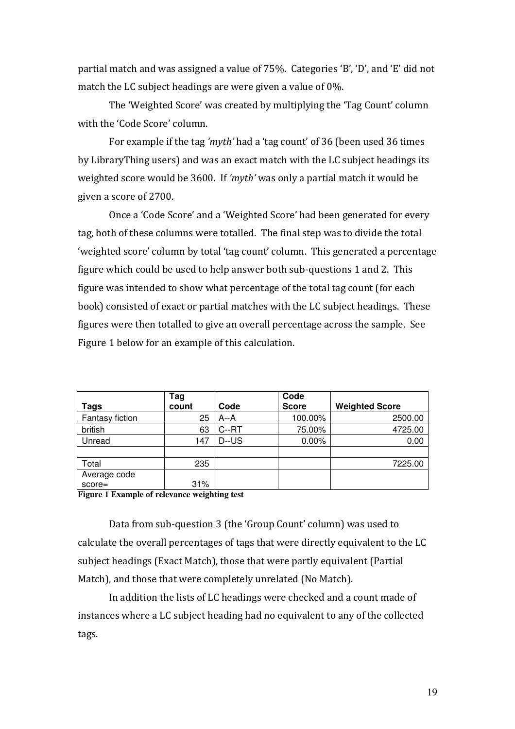partial match and was assigned a value of 75%. Categories 'B', 'D', and 'E' did not match the LC subject headings are were given a value of 0%.

The 'Weighted Score' was created by multiplying the 'Tag Count' column with the 'Code Score' column.

For example if the tag *'myth'* had a 'tag count' of 36 (been used 36 times by LibraryThing users) and was an exact match with the LC subject headings its weighted score would be 3600. If *'myth'* was only a partial match it would be given a score of 2700.

Once a 'Code Score' and a 'Weighted Score' had been generated for every tag, both of these columns were totalled. The final step was to divide the total 'weighted score' column by total 'tag count' column. This generated a percentage figure which could be used to help answer both sub-questions 1 and 2. This figure was intended to show what percentage of the total tag count (for each book) consisted of exact or partial matches with the LC subject headings. These figures were then totalled to give an overall percentage across the sample. See Figure 1 below for an example of this calculation.

| Tags | Tag count | Code | Code Score | Weighted Score |
|---|---|---|---|---|
| Fantasy fiction | 25 | A--A | 100.00% | 2500.00 |
| british | 63 | C--RT | 75.00% | 4725.00 |
| Unread | 147 | D--US | 0.00% | 0.00 |
| | | | | |
| Total | 235 | | | 7225.00 |
| Average code score= | 31% | | | |

**Figure 1 Example of relevance weighting test**

Data from sub-question 3 (the 'Group Count' column) was used to calculate the overall percentages of tags that were directly equivalent to the LC subject headings (Exact Match), those that were partly equivalent (Partial Match), and those that were completely unrelated (No Match).

In addition the lists of LC headings were checked and a count made of instances where a LC subject heading had no equivalent to any of the collected tags.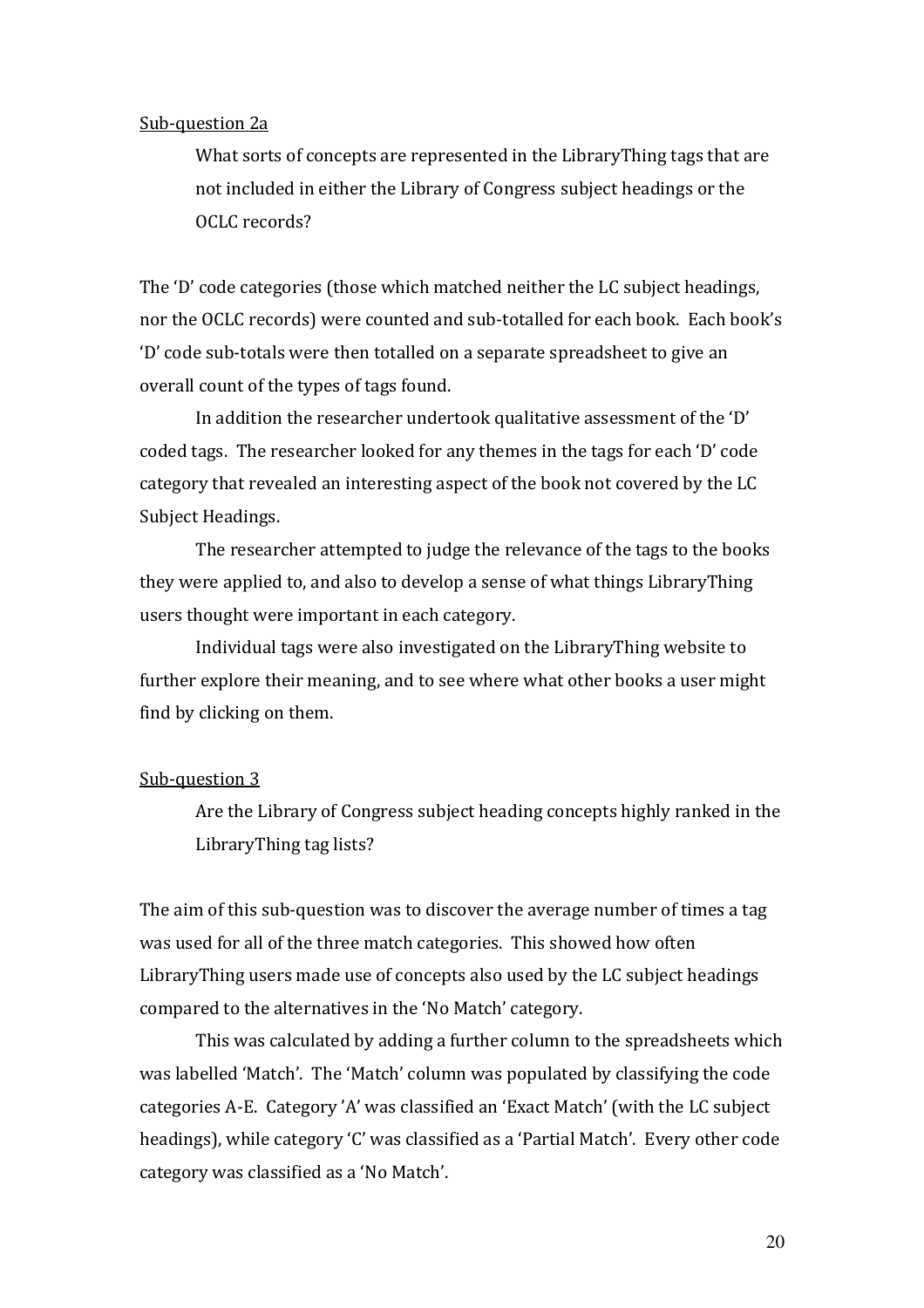<u>Sub-question 2a</u>

> What sorts of concepts are represented in the LibraryThing tags that are not included in either the Library of Congress subject headings or the OCLC records?

The 'D' code categories (those which matched neither the LC subject headings, nor the OCLC records) were counted and sub-totalled for each book. Each book's 'D' code sub-totals were then totalled on a separate spreadsheet to give an overall count of the types of tags found.

In addition the researcher undertook qualitative assessment of the 'D' coded tags. The researcher looked for any themes in the tags for each 'D' code category that revealed an interesting aspect of the book not covered by the LC Subject Headings.

The researcher attempted to judge the relevance of the tags to the books they were applied to, and also to develop a sense of what things LibraryThing users thought were important in each category.

Individual tags were also investigated on the LibraryThing website to further explore their meaning, and to see where what other books a user might find by clicking on them.

<u>Sub-question 3</u>

> Are the Library of Congress subject heading concepts highly ranked in the LibraryThing tag lists?

The aim of this sub-question was to discover the average number of times a tag was used for all of the three match categories. This showed how often LibraryThing users made use of concepts also used by the LC subject headings compared to the alternatives in the 'No Match' category.

This was calculated by adding a further column to the spreadsheets which was labelled 'Match'. The 'Match' column was populated by classifying the code categories A-E. Category 'A' was classified an 'Exact Match' (with the LC subject headings), while category 'C' was classified as a 'Partial Match'. Every other code category was classified as a 'No Match'.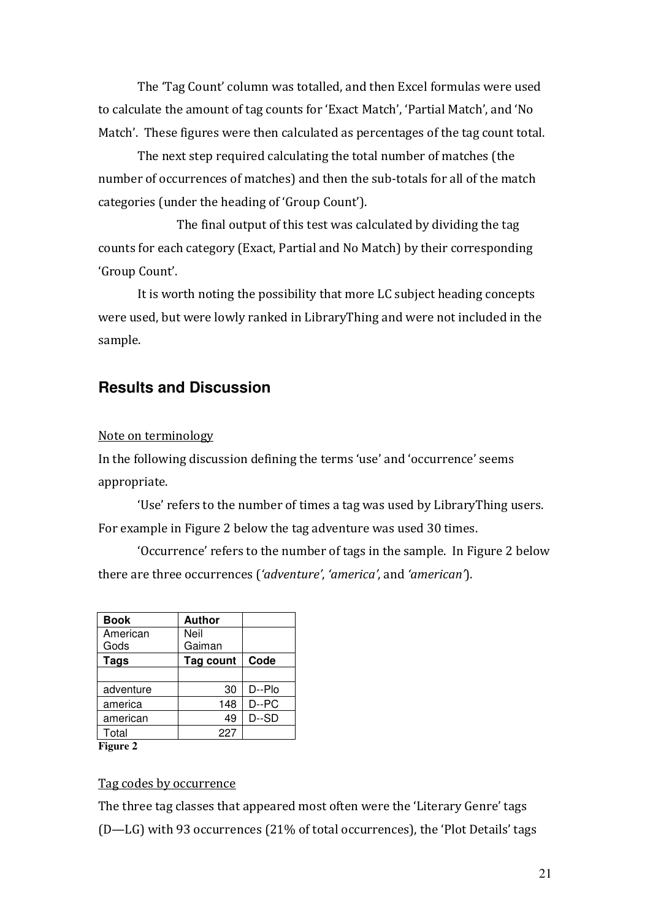The 'Tag Count' column was totalled, and then Excel formulas were used to calculate the amount of tag counts for 'Exact Match', 'Partial Match', and 'No Match'. These figures were then calculated as percentages of the tag count total.

The next step required calculating the total number of matches (the number of occurrences of matches) and then the sub-totals for all of the match categories (under the heading of 'Group Count').

The final output of this test was calculated by dividing the tag counts for each category (Exact, Partial and No Match) by their corresponding 'Group Count'.

It is worth noting the possibility that more LC subject heading concepts were used, but were lowly ranked in LibraryThing and were not included in the sample.

## Results and Discussion

Note on terminology

In the following discussion defining the terms 'use' and 'occurrence' seems appropriate.

'Use' refers to the number of times a tag was used by LibraryThing users. For example in Figure 2 below the tag adventure was used 30 times.

'Occurrence' refers to the number of tags in the sample. In Figure 2 below there are three occurrences (*'adventure'*, *'america'*, and *'american'*).

| **Book** | **Author** | |
|---|---|---|
| American Gods | Neil Gaiman | |
| **Tags** | **Tag count** | **Code** |
| | | |
| adventure | 30 | D--Plo |
| america | 148 | D--PC |
| american | 49 | D--SD |
| Total | 227 | |

**Figure 2**

Tag codes by occurrence

The three tag classes that appeared most often were the 'Literary Genre' tags (D—LG) with 93 occurrences (21% of total occurrences), the 'Plot Details' tags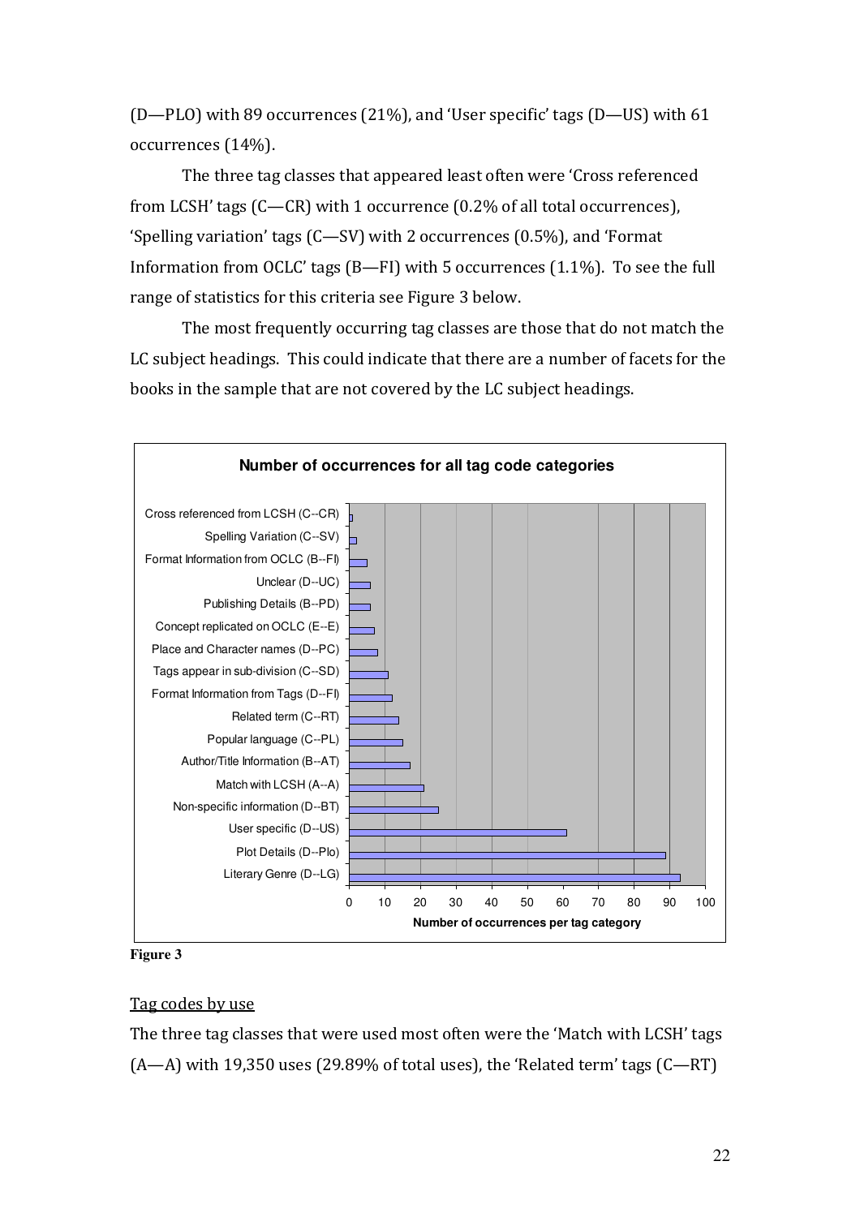(D—PLO) with 89 occurrences (21%), and 'User specific' tags (D—US) with 61 occurrences (14%).

The three tag classes that appeared least often were 'Cross referenced from LCSH' tags (C—CR) with 1 occurrence (0.2% of all total occurrences), 'Spelling variation' tags (C—SV) with 2 occurrences (0.5%), and 'Format Information from OCLC' tags (B—FI) with 5 occurrences (1.1%). To see the full range of statistics for this criteria see Figure 3 below.

The most frequently occurring tag classes are those that do not match the LC subject headings. This could indicate that there are a number of facets for the books in the sample that are not covered by the LC subject headings.

**Number of occurrences for all tag code categories**

| Tag category | Number of occurrences per tag category |
|---|---|
| Cross referenced from LCSH (C--CR) | 1 |
| Spelling Variation (C--SV) | 2 |
| Format Information from OCLC (B--FI) | 5 |
| Unclear (D--UC) | 6 |
| Publishing Details (B--PD) | 6 |
| Concept replicated on OCLC (E--E) | 7 |
| Place and Character names (D--PC) | 8 |
| Tags appear in sub-division (C--SD) | 11 |
| Format Information from Tags (D--FI) | 12 |
| Related term (C--RT) | 14 |
| Popular language (C--PL) | 15 |
| Author/Title Information (B--AT) | 17 |
| Match with LCSH (A--A) | 21 |
| Non-specific information (D--BT) | 25 |
| User specific (D--US) | 61 |
| Plot Details (D--Plo) | 89 |
| Literary Genre (D--LG) | 93 |

**Figure 3**

<u>Tag codes by use</u>

The three tag classes that were used most often were the 'Match with LCSH' tags (A—A) with 19,350 uses (29.89% of total uses), the 'Related term' tags (C—RT)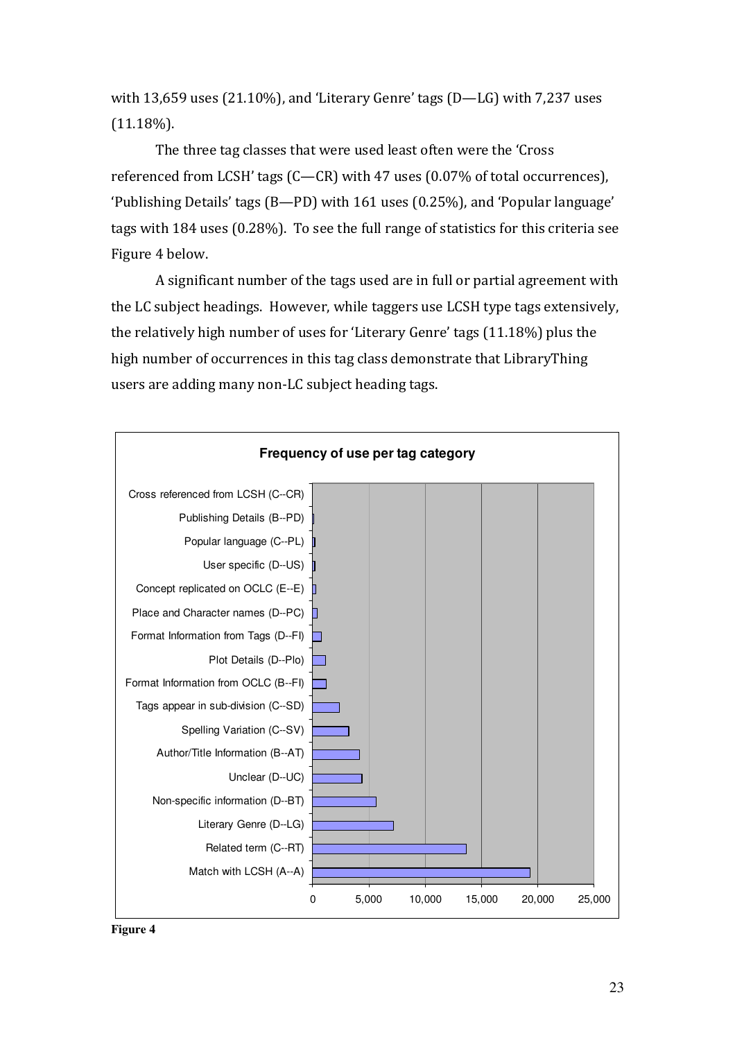with 13,659 uses (21.10%), and 'Literary Genre' tags (D—LG) with 7,237 uses (11.18%).

The three tag classes that were used least often were the 'Cross referenced from LCSH' tags (C—CR) with 47 uses (0.07% of total occurrences), 'Publishing Details' tags (B—PD) with 161 uses (0.25%), and 'Popular language' tags with 184 uses (0.28%). To see the full range of statistics for this criteria see Figure 4 below.

A significant number of the tags used are in full or partial agreement with the LC subject headings. However, while taggers use LCSH type tags extensively, the relatively high number of uses for 'Literary Genre' tags (11.18%) plus the high number of occurrences in this tag class demonstrate that LibraryThing users are adding many non-LC subject heading tags.

**Frequency of use per tag category**

- Cross referenced from LCSH (C--CR)
- Publishing Details (B--PD)
- Popular language (C--PL)
- User specific (D--US)
- Concept replicated on OCLC (E--E)
- Place and Character names (D--PC)
- Format Information from Tags (D--FI)
- Plot Details (D--Plo)
- Format Information from OCLC (B--FI)
- Tags appear in sub-division (C--SD)
- Spelling Variation (C--SV)
- Author/Title Information (B--AT)
- Unclear (D--UC)
- Non-specific information (D--BT)
- Literary Genre (D--LG)
- Related term (C--RT)
- Match with LCSH (A--A)

0 | 5,000 | 10,000 | 15,000 | 20,000 | 25,000

**Figure 4**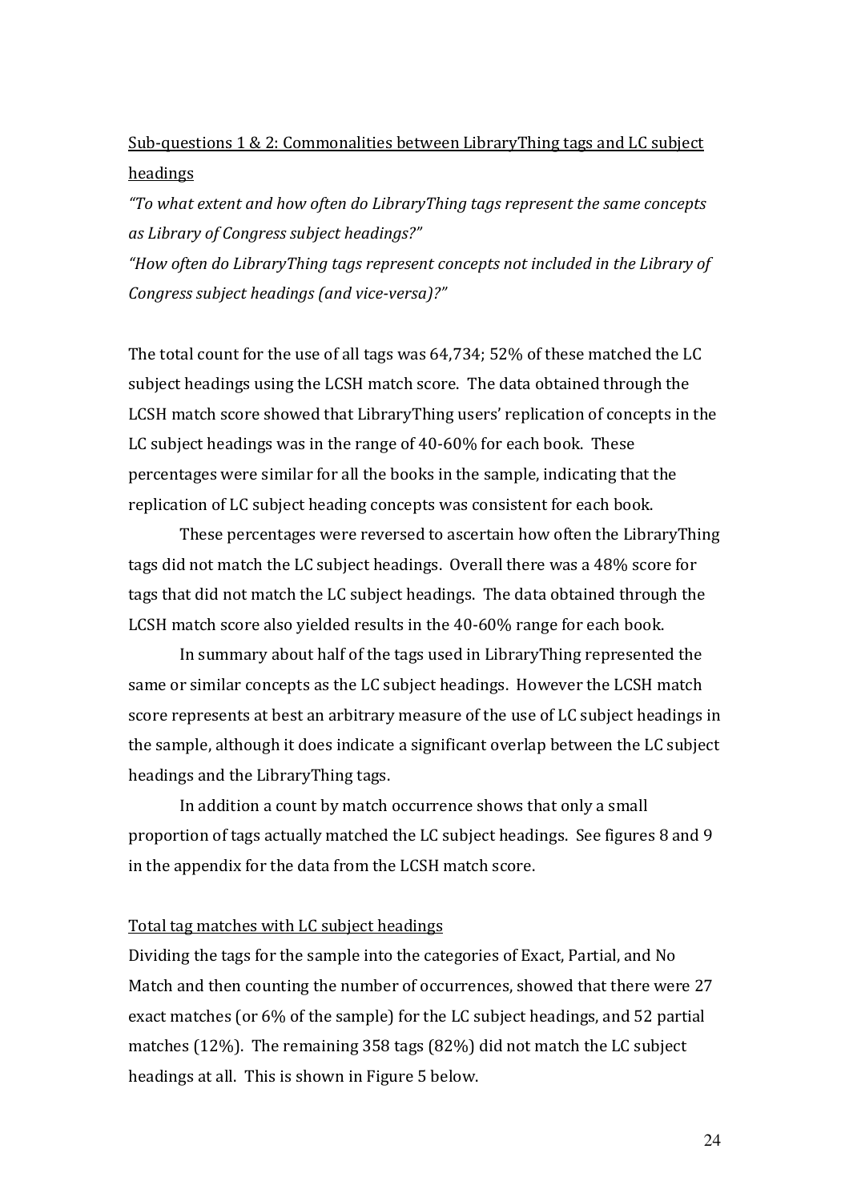Sub-questions 1 & 2: Commonalities between LibraryThing tags and LC subject headings

*"To what extent and how often do LibraryThing tags represent the same concepts as Library of Congress subject headings?"*

*"How often do LibraryThing tags represent concepts not included in the Library of Congress subject headings (and vice-versa)?"*

The total count for the use of all tags was 64,734; 52% of these matched the LC subject headings using the LCSH match score. The data obtained through the LCSH match score showed that LibraryThing users' replication of concepts in the LC subject headings was in the range of 40-60% for each book. These percentages were similar for all the books in the sample, indicating that the replication of LC subject heading concepts was consistent for each book.

These percentages were reversed to ascertain how often the LibraryThing tags did not match the LC subject headings. Overall there was a 48% score for tags that did not match the LC subject headings. The data obtained through the LCSH match score also yielded results in the 40-60% range for each book.

In summary about half of the tags used in LibraryThing represented the same or similar concepts as the LC subject headings. However the LCSH match score represents at best an arbitrary measure of the use of LC subject headings in the sample, although it does indicate a significant overlap between the LC subject headings and the LibraryThing tags.

In addition a count by match occurrence shows that only a small proportion of tags actually matched the LC subject headings. See figures 8 and 9 in the appendix for the data from the LCSH match score.

Total tag matches with LC subject headings

Dividing the tags for the sample into the categories of Exact, Partial, and No Match and then counting the number of occurrences, showed that there were 27 exact matches (or 6% of the sample) for the LC subject headings, and 52 partial matches (12%). The remaining 358 tags (82%) did not match the LC subject headings at all. This is shown in Figure 5 below.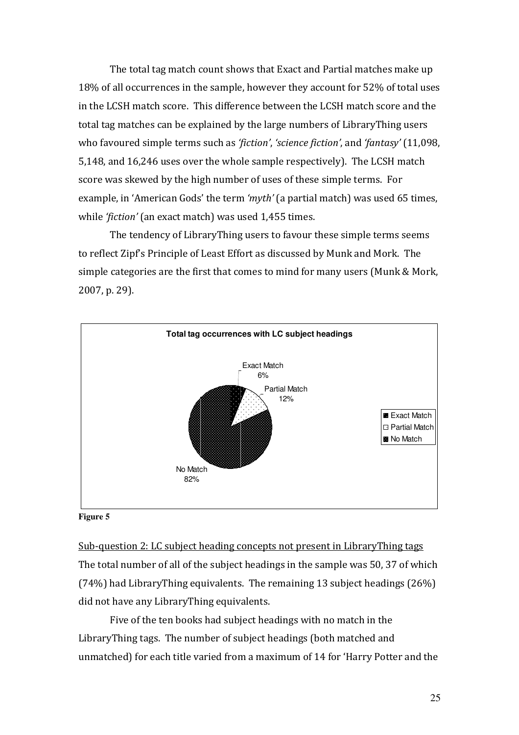The total tag match count shows that Exact and Partial matches make up 18% of all occurrences in the sample, however they account for 52% of total uses in the LCSH match score. This difference between the LCSH match score and the total tag matches can be explained by the large numbers of LibraryThing users who favoured simple terms such as *'fiction'*, *'science fiction'*, and *'fantasy'* (11,098, 5,148, and 16,246 uses over the whole sample respectively). The LCSH match score was skewed by the high number of uses of these simple terms. For example, in 'American Gods' the term *'myth'* (a partial match) was used 65 times, while *'fiction'* (an exact match) was used 1,455 times.

The tendency of LibraryThing users to favour these simple terms seems to reflect Zipf's Principle of Least Effort as discussed by Munk and Mork. The simple categories are the first that comes to mind for many users (Munk & Mork, 2007, p. 29).

**Total tag occurrences with LC subject headings**

| Category | Percentage |
|---|---|
| Exact Match | 6% |
| Partial Match | 12% |
| No Match | 82% |

**Figure 5**

Sub-question 2: LC subject heading concepts not present in LibraryThing tags

The total number of all of the subject headings in the sample was 50, 37 of which (74%) had LibraryThing equivalents. The remaining 13 subject headings (26%) did not have any LibraryThing equivalents.

Five of the ten books had subject headings with no match in the LibraryThing tags. The number of subject headings (both matched and unmatched) for each title varied from a maximum of 14 for 'Harry Potter and the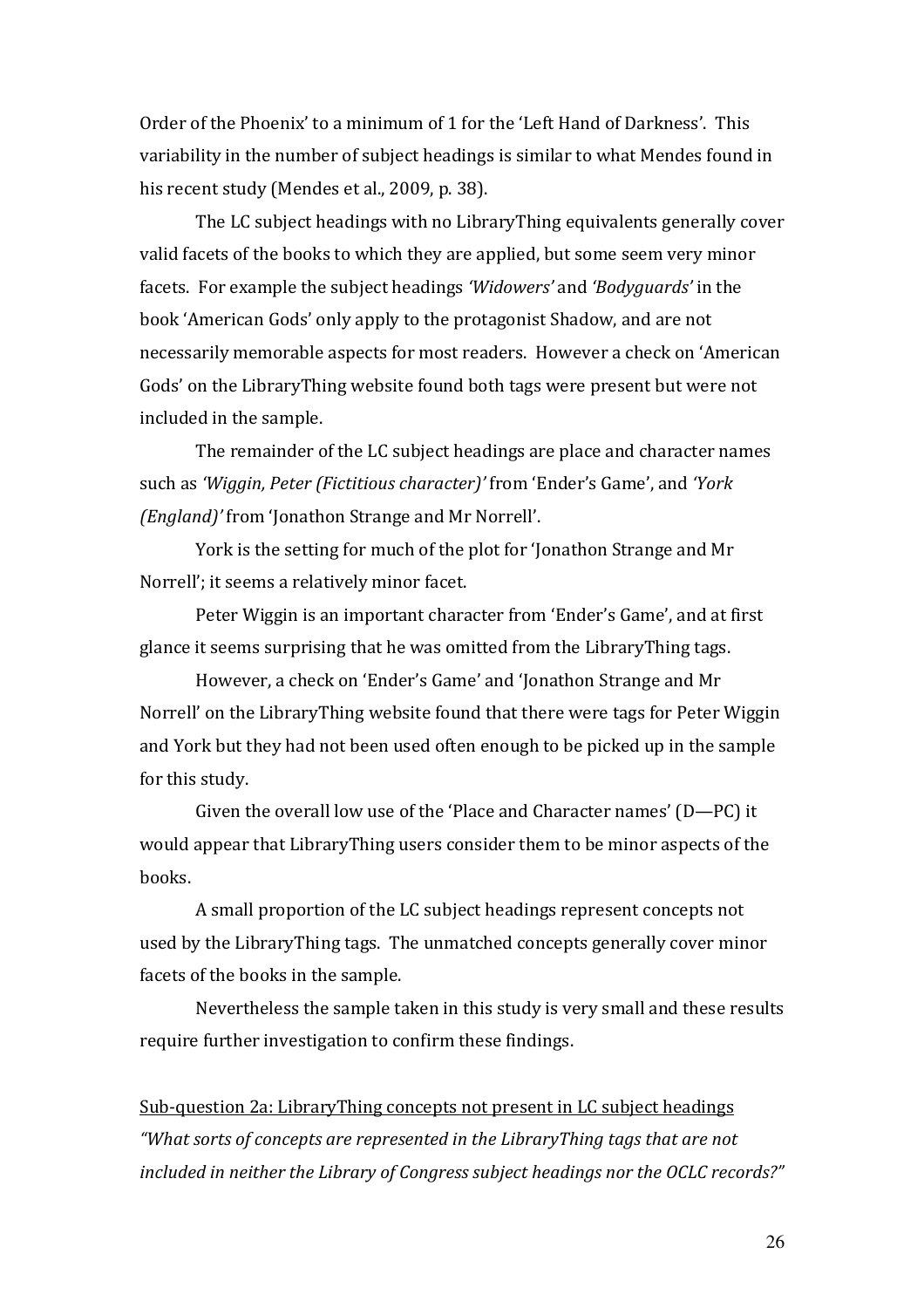Order of the Phoenix' to a minimum of 1 for the 'Left Hand of Darkness'. This variability in the number of subject headings is similar to what Mendes found in his recent study (Mendes et al., 2009, p. 38).

The LC subject headings with no LibraryThing equivalents generally cover valid facets of the books to which they are applied, but some seem very minor facets. For example the subject headings *'Widowers'* and *'Bodyguards'* in the book 'American Gods' only apply to the protagonist Shadow, and are not necessarily memorable aspects for most readers. However a check on 'American Gods' on the LibraryThing website found both tags were present but were not included in the sample.

The remainder of the LC subject headings are place and character names such as *'Wiggin, Peter (Fictitious character)'* from 'Ender's Game', and *'York (England)'* from 'Jonathon Strange and Mr Norrell'.

York is the setting for much of the plot for 'Jonathon Strange and Mr Norrell'; it seems a relatively minor facet.

Peter Wiggin is an important character from 'Ender's Game', and at first glance it seems surprising that he was omitted from the LibraryThing tags.

However, a check on 'Ender's Game' and 'Jonathon Strange and Mr Norrell' on the LibraryThing website found that there were tags for Peter Wiggin and York but they had not been used often enough to be picked up in the sample for this study.

Given the overall low use of the 'Place and Character names' (D—PC) it would appear that LibraryThing users consider them to be minor aspects of the books.

A small proportion of the LC subject headings represent concepts not used by the LibraryThing tags. The unmatched concepts generally cover minor facets of the books in the sample.

Nevertheless the sample taken in this study is very small and these results require further investigation to confirm these findings.

<u>Sub-question 2a: LibraryThing concepts not present in LC subject headings</u>

*"What sorts of concepts are represented in the LibraryThing tags that are not included in neither the Library of Congress subject headings nor the OCLC records?"*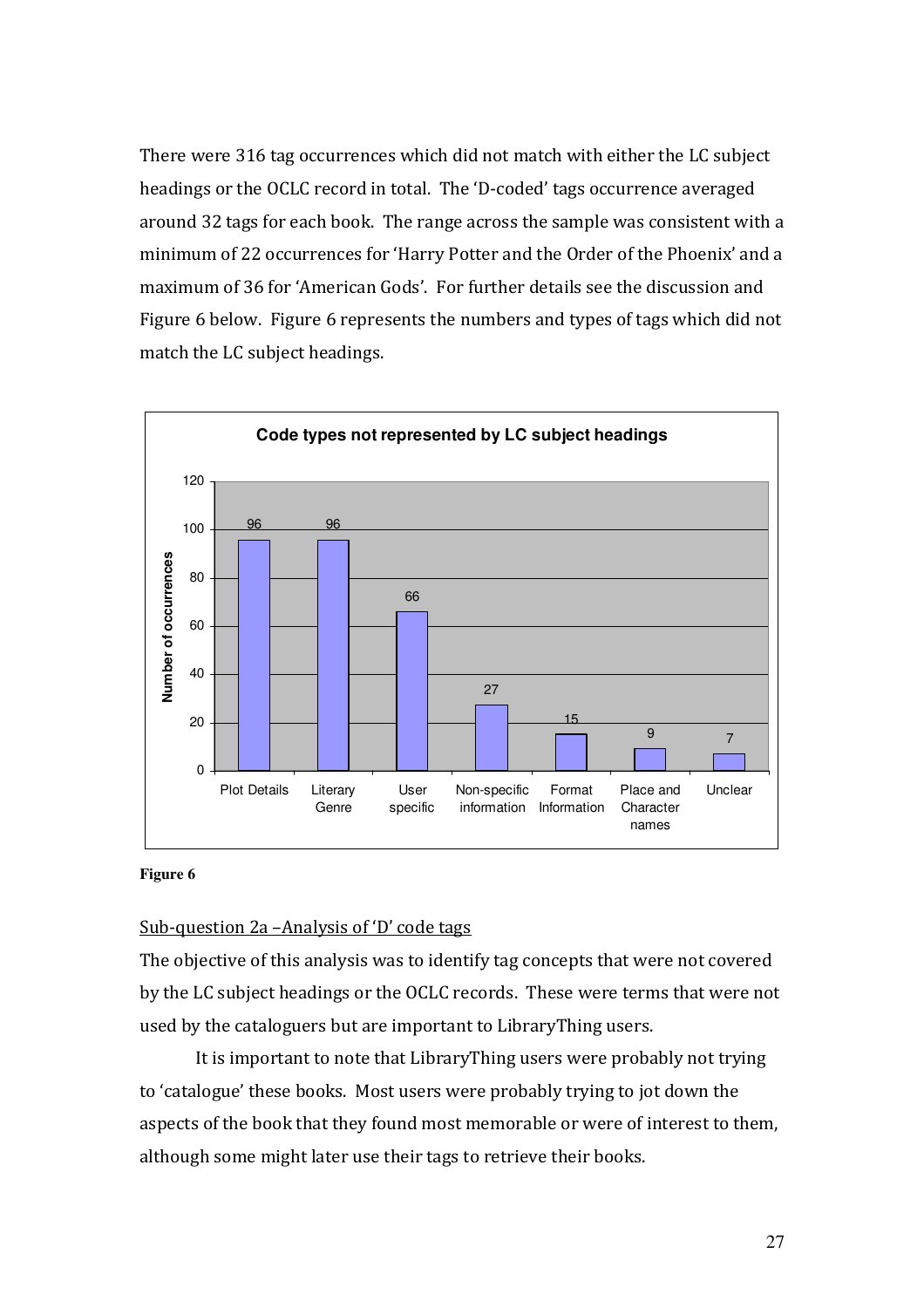There were 316 tag occurrences which did not match with either the LC subject headings or the OCLC record in total. The 'D-coded' tags occurrence averaged around 32 tags for each book. The range across the sample was consistent with a minimum of 22 occurrences for 'Harry Potter and the Order of the Phoenix' and a maximum of 36 for 'American Gods'. For further details see the discussion and Figure 6 below. Figure 6 represents the numbers and types of tags which did not match the LC subject headings.

**Code types not represented by LC subject headings**

| Code type | Number of occurrences |
| --- | --- |
| Plot Details | 96 |
| Literary Genre | 96 |
| User specific | 66 |
| Non-specific information | 27 |
| Format Information | 15 |
| Place and Character names | 9 |
| Unclear | 7 |

**Figure 6**

<u>Sub-question 2a –Analysis of 'D' code tags</u>

The objective of this analysis was to identify tag concepts that were not covered by the LC subject headings or the OCLC records. These were terms that were not used by the cataloguers but are important to LibraryThing users.

It is important to note that LibraryThing users were probably not trying to 'catalogue' these books. Most users were probably trying to jot down the aspects of the book that they found most memorable or were of interest to them, although some might later use their tags to retrieve their books.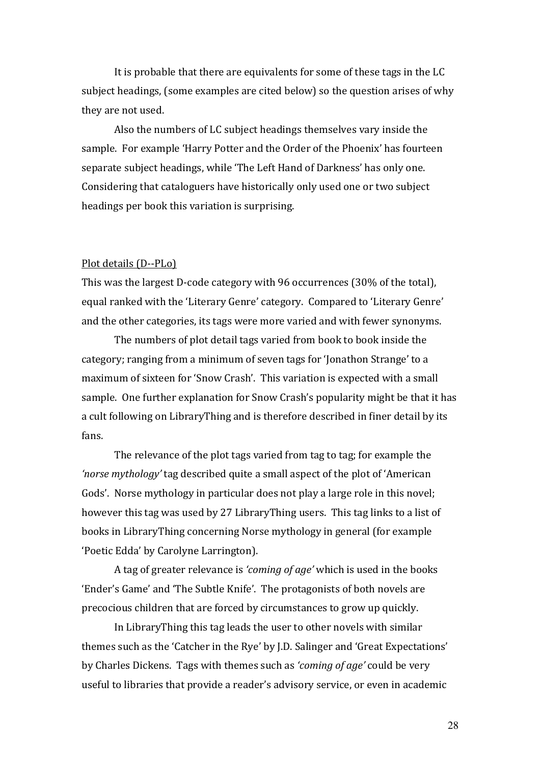It is probable that there are equivalents for some of these tags in the LC subject headings, (some examples are cited below) so the question arises of why they are not used.

Also the numbers of LC subject headings themselves vary inside the sample. For example 'Harry Potter and the Order of the Phoenix' has fourteen separate subject headings, while 'The Left Hand of Darkness' has only one. Considering that cataloguers have historically only used one or two subject headings per book this variation is surprising.

<u>Plot details (D--PLo)</u>

This was the largest D-code category with 96 occurrences (30% of the total), equal ranked with the 'Literary Genre' category. Compared to 'Literary Genre' and the other categories, its tags were more varied and with fewer synonyms.

The numbers of plot detail tags varied from book to book inside the category; ranging from a minimum of seven tags for 'Jonathon Strange' to a maximum of sixteen for 'Snow Crash'. This variation is expected with a small sample. One further explanation for Snow Crash's popularity might be that it has a cult following on LibraryThing and is therefore described in finer detail by its fans.

The relevance of the plot tags varied from tag to tag; for example the *'norse mythology'* tag described quite a small aspect of the plot of 'American Gods'. Norse mythology in particular does not play a large role in this novel; however this tag was used by 27 LibraryThing users. This tag links to a list of books in LibraryThing concerning Norse mythology in general (for example 'Poetic Edda' by Carolyne Larrington).

A tag of greater relevance is *'coming of age'* which is used in the books 'Ender's Game' and 'The Subtle Knife'. The protagonists of both novels are precocious children that are forced by circumstances to grow up quickly.

In LibraryThing this tag leads the user to other novels with similar themes such as the 'Catcher in the Rye' by J.D. Salinger and 'Great Expectations' by Charles Dickens. Tags with themes such as *'coming of age'* could be very useful to libraries that provide a reader's advisory service, or even in academic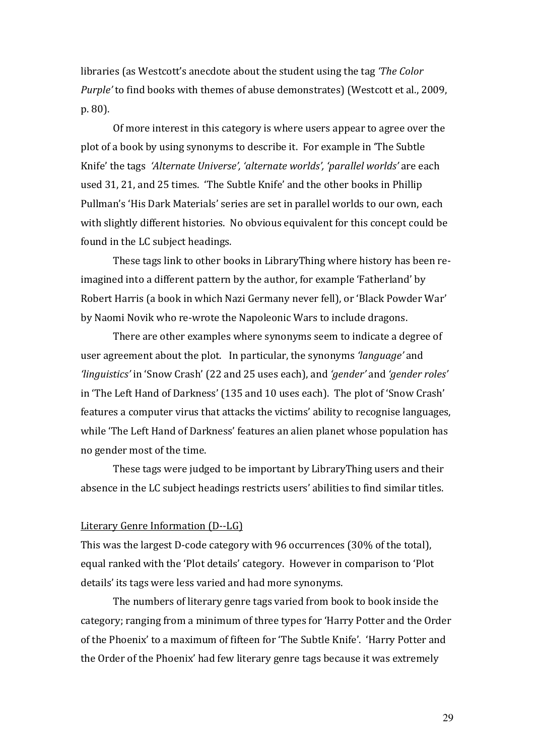libraries (as Westcott's anecdote about the student using the tag *'The Color Purple'* to find books with themes of abuse demonstrates) (Westcott et al., 2009, p. 80).

Of more interest in this category is where users appear to agree over the plot of a book by using synonyms to describe it. For example in 'The Subtle Knife' the tags *'Alternate Universe', 'alternate worlds', 'parallel worlds'* are each used 31, 21, and 25 times. 'The Subtle Knife' and the other books in Phillip Pullman's 'His Dark Materials' series are set in parallel worlds to our own, each with slightly different histories. No obvious equivalent for this concept could be found in the LC subject headings.

These tags link to other books in LibraryThing where history has been re-imagined into a different pattern by the author, for example 'Fatherland' by Robert Harris (a book in which Nazi Germany never fell), or 'Black Powder War' by Naomi Novik who re-wrote the Napoleonic Wars to include dragons.

There are other examples where synonyms seem to indicate a degree of user agreement about the plot. In particular, the synonyms *'language'* and *'linguistics'* in 'Snow Crash' (22 and 25 uses each), and *'gender'* and *'gender roles'* in 'The Left Hand of Darkness' (135 and 10 uses each). The plot of 'Snow Crash' features a computer virus that attacks the victims' ability to recognise languages, while 'The Left Hand of Darkness' features an alien planet whose population has no gender most of the time.

These tags were judged to be important by LibraryThing users and their absence in the LC subject headings restricts users' abilities to find similar titles.

<u>Literary Genre Information (D--LG)</u>

This was the largest D-code category with 96 occurrences (30% of the total), equal ranked with the 'Plot details' category. However in comparison to 'Plot details' its tags were less varied and had more synonyms.

The numbers of literary genre tags varied from book to book inside the category; ranging from a minimum of three types for 'Harry Potter and the Order of the Phoenix' to a maximum of fifteen for 'The Subtle Knife'. 'Harry Potter and the Order of the Phoenix' had few literary genre tags because it was extremely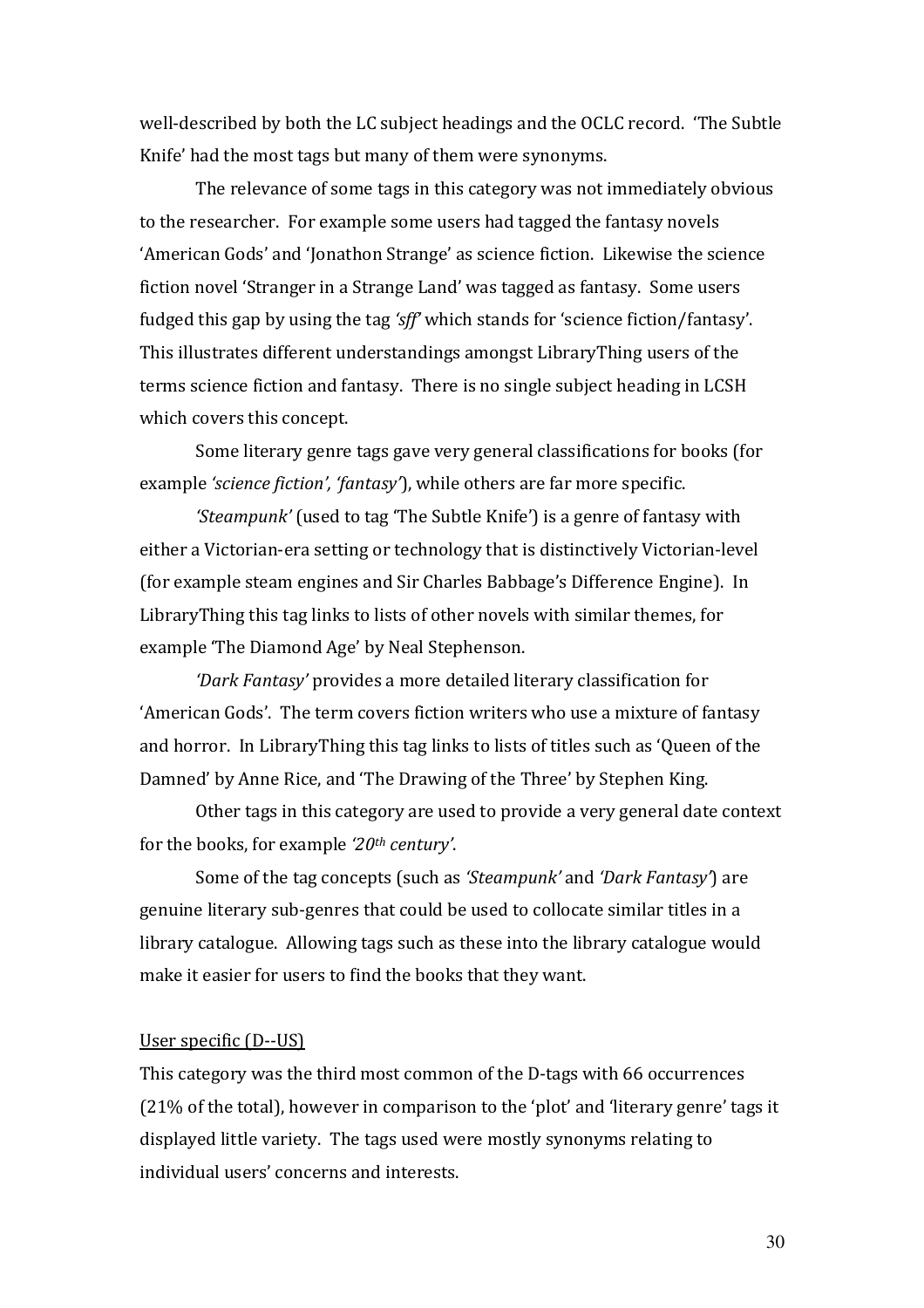well-described by both the LC subject headings and the OCLC record. 'The Subtle Knife' had the most tags but many of them were synonyms.

The relevance of some tags in this category was not immediately obvious to the researcher. For example some users had tagged the fantasy novels 'American Gods' and 'Jonathon Strange' as science fiction. Likewise the science fiction novel 'Stranger in a Strange Land' was tagged as fantasy. Some users fudged this gap by using the tag *'sff'* which stands for 'science fiction/fantasy'. This illustrates different understandings amongst LibraryThing users of the terms science fiction and fantasy. There is no single subject heading in LCSH which covers this concept.

Some literary genre tags gave very general classifications for books (for example *'science fiction', 'fantasy'*), while others are far more specific.

*'Steampunk'* (used to tag 'The Subtle Knife') is a genre of fantasy with either a Victorian-era setting or technology that is distinctively Victorian-level (for example steam engines and Sir Charles Babbage's Difference Engine). In LibraryThing this tag links to lists of other novels with similar themes, for example 'The Diamond Age' by Neal Stephenson.

*'Dark Fantasy'* provides a more detailed literary classification for 'American Gods'. The term covers fiction writers who use a mixture of fantasy and horror. In LibraryThing this tag links to lists of titles such as 'Queen of the Damned' by Anne Rice, and 'The Drawing of the Three' by Stephen King.

Other tags in this category are used to provide a very general date context for the books, for example *'20th century'*.

Some of the tag concepts (such as *'Steampunk'* and *'Dark Fantasy'*) are genuine literary sub-genres that could be used to collocate similar titles in a library catalogue. Allowing tags such as these into the library catalogue would make it easier for users to find the books that they want.

User specific (D--US)

This category was the third most common of the D-tags with 66 occurrences (21% of the total), however in comparison to the 'plot' and 'literary genre' tags it displayed little variety. The tags used were mostly synonyms relating to individual users' concerns and interests.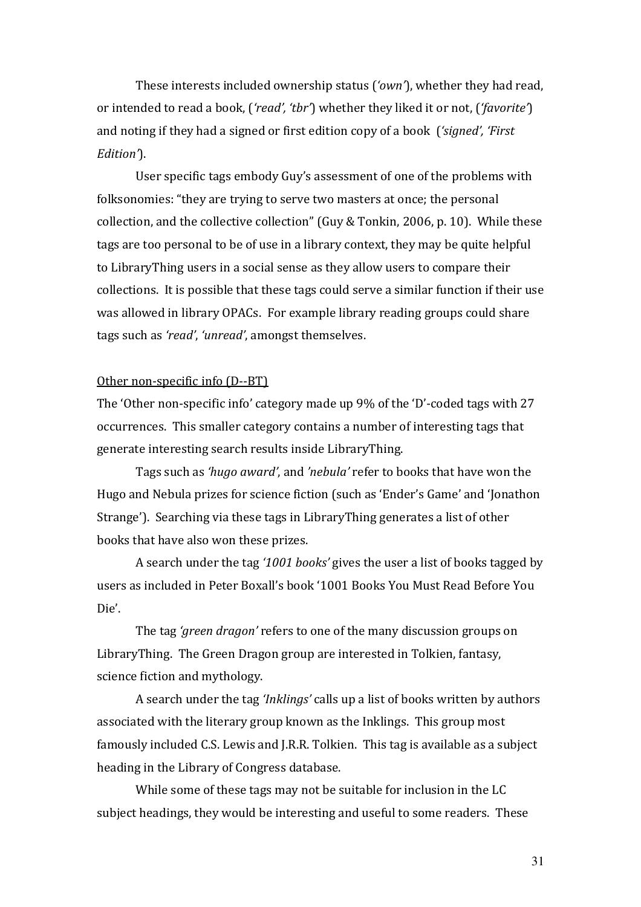These interests included ownership status (*'own'*), whether they had read, or intended to read a book, (*'read', 'tbr'*) whether they liked it or not, (*'favorite'*) and noting if they had a signed or first edition copy of a book (*'signed', 'First Edition'*).

User specific tags embody Guy's assessment of one of the problems with folksonomies: "they are trying to serve two masters at once; the personal collection, and the collective collection" (Guy & Tonkin, 2006, p. 10). While these tags are too personal to be of use in a library context, they may be quite helpful to LibraryThing users in a social sense as they allow users to compare their collections. It is possible that these tags could serve a similar function if their use was allowed in library OPACs. For example library reading groups could share tags such as *'read'*, *'unread'*, amongst themselves.

Other non-specific info (D--BT)

The 'Other non-specific info' category made up 9% of the 'D'-coded tags with 27 occurrences. This smaller category contains a number of interesting tags that generate interesting search results inside LibraryThing.

Tags such as *'hugo award'*, and *'nebula'* refer to books that have won the Hugo and Nebula prizes for science fiction (such as 'Ender's Game' and 'Jonathon Strange'). Searching via these tags in LibraryThing generates a list of other books that have also won these prizes.

A search under the tag *'1001 books'* gives the user a list of books tagged by users as included in Peter Boxall's book '1001 Books You Must Read Before You Die'.

The tag *'green dragon'* refers to one of the many discussion groups on LibraryThing. The Green Dragon group are interested in Tolkien, fantasy, science fiction and mythology.

A search under the tag *'Inklings'* calls up a list of books written by authors associated with the literary group known as the Inklings. This group most famously included C.S. Lewis and J.R.R. Tolkien. This tag is available as a subject heading in the Library of Congress database.

While some of these tags may not be suitable for inclusion in the LC subject headings, they would be interesting and useful to some readers. These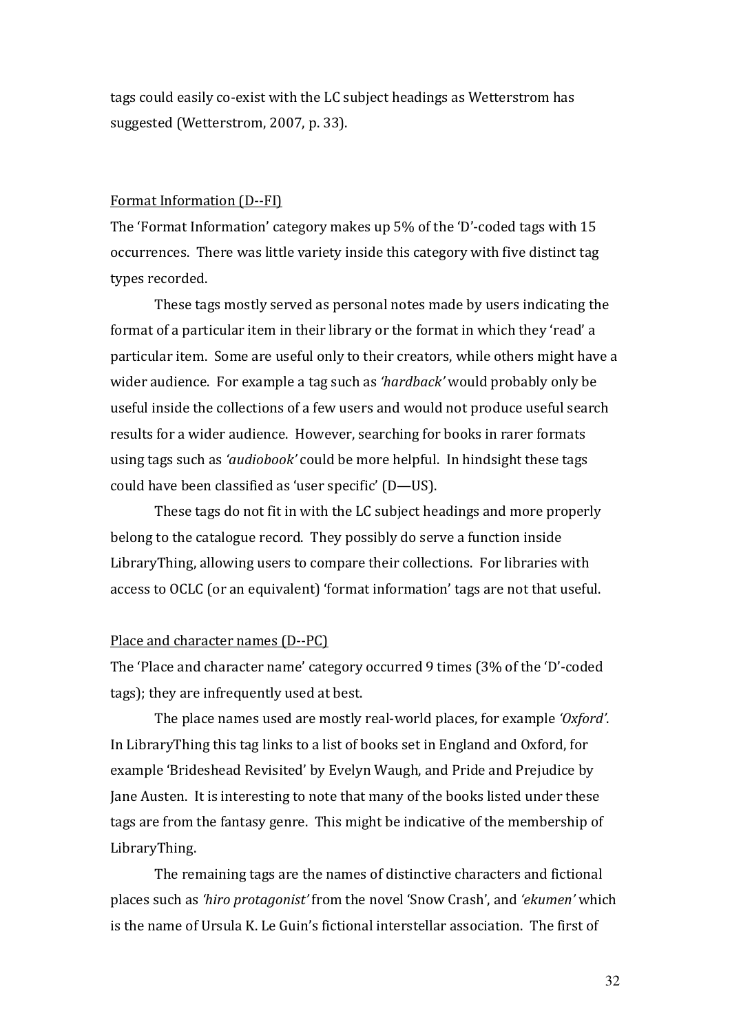tags could easily co-exist with the LC subject headings as Wetterstrom has suggested (Wetterstrom, 2007, p. 33).

Format Information (D--FI)

The 'Format Information' category makes up 5% of the 'D'-coded tags with 15 occurrences. There was little variety inside this category with five distinct tag types recorded.

These tags mostly served as personal notes made by users indicating the format of a particular item in their library or the format in which they 'read' a particular item. Some are useful only to their creators, while others might have a wider audience. For example a tag such as *'hardback'* would probably only be useful inside the collections of a few users and would not produce useful search results for a wider audience. However, searching for books in rarer formats using tags such as *'audiobook'* could be more helpful. In hindsight these tags could have been classified as 'user specific' (D—US).

These tags do not fit in with the LC subject headings and more properly belong to the catalogue record. They possibly do serve a function inside LibraryThing, allowing users to compare their collections. For libraries with access to OCLC (or an equivalent) 'format information' tags are not that useful.

Place and character names (D--PC)

The 'Place and character name' category occurred 9 times (3% of the 'D'-coded tags); they are infrequently used at best.

The place names used are mostly real-world places, for example *'Oxford'*. In LibraryThing this tag links to a list of books set in England and Oxford, for example 'Brideshead Revisited' by Evelyn Waugh, and Pride and Prejudice by Jane Austen. It is interesting to note that many of the books listed under these tags are from the fantasy genre. This might be indicative of the membership of LibraryThing.

The remaining tags are the names of distinctive characters and fictional places such as *'hiro protagonist'* from the novel 'Snow Crash', and *'ekumen'* which is the name of Ursula K. Le Guin's fictional interstellar association. The first of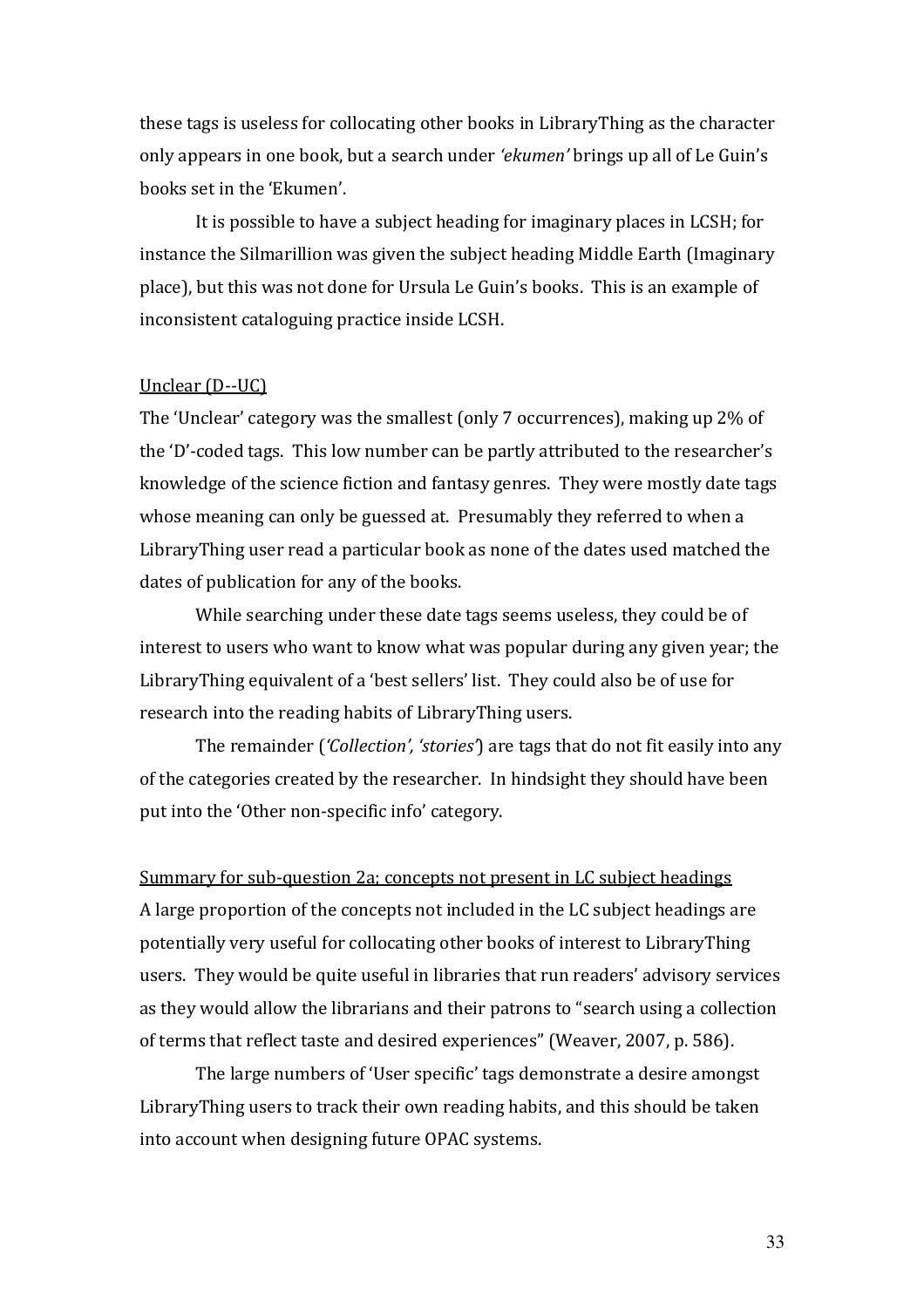these tags is useless for collocating other books in LibraryThing as the character only appears in one book, but a search under *'ekumen'* brings up all of Le Guin's books set in the 'Ekumen'.

It is possible to have a subject heading for imaginary places in LCSH; for instance the Silmarillion was given the subject heading Middle Earth (Imaginary place), but this was not done for Ursula Le Guin's books. This is an example of inconsistent cataloguing practice inside LCSH.

<u>Unclear (D--UC)</u>

The 'Unclear' category was the smallest (only 7 occurrences), making up 2% of the 'D'-coded tags. This low number can be partly attributed to the researcher's knowledge of the science fiction and fantasy genres. They were mostly date tags whose meaning can only be guessed at. Presumably they referred to when a LibraryThing user read a particular book as none of the dates used matched the dates of publication for any of the books.

While searching under these date tags seems useless, they could be of interest to users who want to know what was popular during any given year; the LibraryThing equivalent of a 'best sellers' list. They could also be of use for research into the reading habits of LibraryThing users.

The remainder (*'Collection', 'stories'*) are tags that do not fit easily into any of the categories created by the researcher. In hindsight they should have been put into the 'Other non-specific info' category.

<u>Summary for sub-question 2a; concepts not present in LC subject headings</u>

A large proportion of the concepts not included in the LC subject headings are potentially very useful for collocating other books of interest to LibraryThing users. They would be quite useful in libraries that run readers' advisory services as they would allow the librarians and their patrons to "search using a collection of terms that reflect taste and desired experiences" (Weaver, 2007, p. 586).

The large numbers of 'User specific' tags demonstrate a desire amongst LibraryThing users to track their own reading habits, and this should be taken into account when designing future OPAC systems.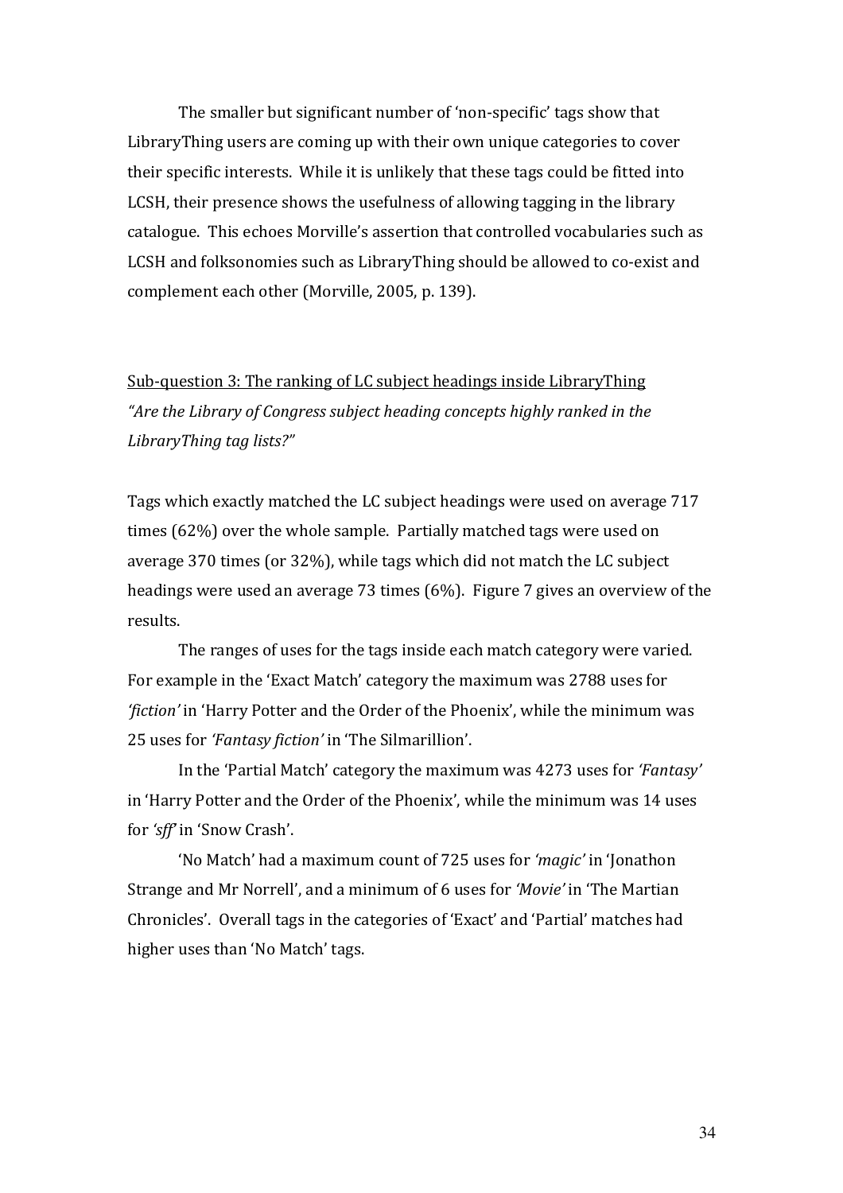The smaller but significant number of 'non-specific' tags show that LibraryThing users are coming up with their own unique categories to cover their specific interests. While it is unlikely that these tags could be fitted into LCSH, their presence shows the usefulness of allowing tagging in the library catalogue. This echoes Morville's assertion that controlled vocabularies such as LCSH and folksonomies such as LibraryThing should be allowed to co-exist and complement each other (Morville, 2005, p. 139).

<u>Sub-question 3: The ranking of LC subject headings inside LibraryThing</u>
*"Are the Library of Congress subject heading concepts highly ranked in the LibraryThing tag lists?"*

Tags which exactly matched the LC subject headings were used on average 717 times (62%) over the whole sample. Partially matched tags were used on average 370 times (or 32%), while tags which did not match the LC subject headings were used an average 73 times (6%). Figure 7 gives an overview of the results.

The ranges of uses for the tags inside each match category were varied. For example in the 'Exact Match' category the maximum was 2788 uses for *'fiction'* in 'Harry Potter and the Order of the Phoenix', while the minimum was 25 uses for *'Fantasy fiction'* in 'The Silmarillion'.

In the 'Partial Match' category the maximum was 4273 uses for *'Fantasy'* in 'Harry Potter and the Order of the Phoenix', while the minimum was 14 uses for *'sff'* in 'Snow Crash'.

'No Match' had a maximum count of 725 uses for *'magic'* in 'Jonathon Strange and Mr Norrell', and a minimum of 6 uses for *'Movie'* in 'The Martian Chronicles'. Overall tags in the categories of 'Exact' and 'Partial' matches had higher uses than 'No Match' tags.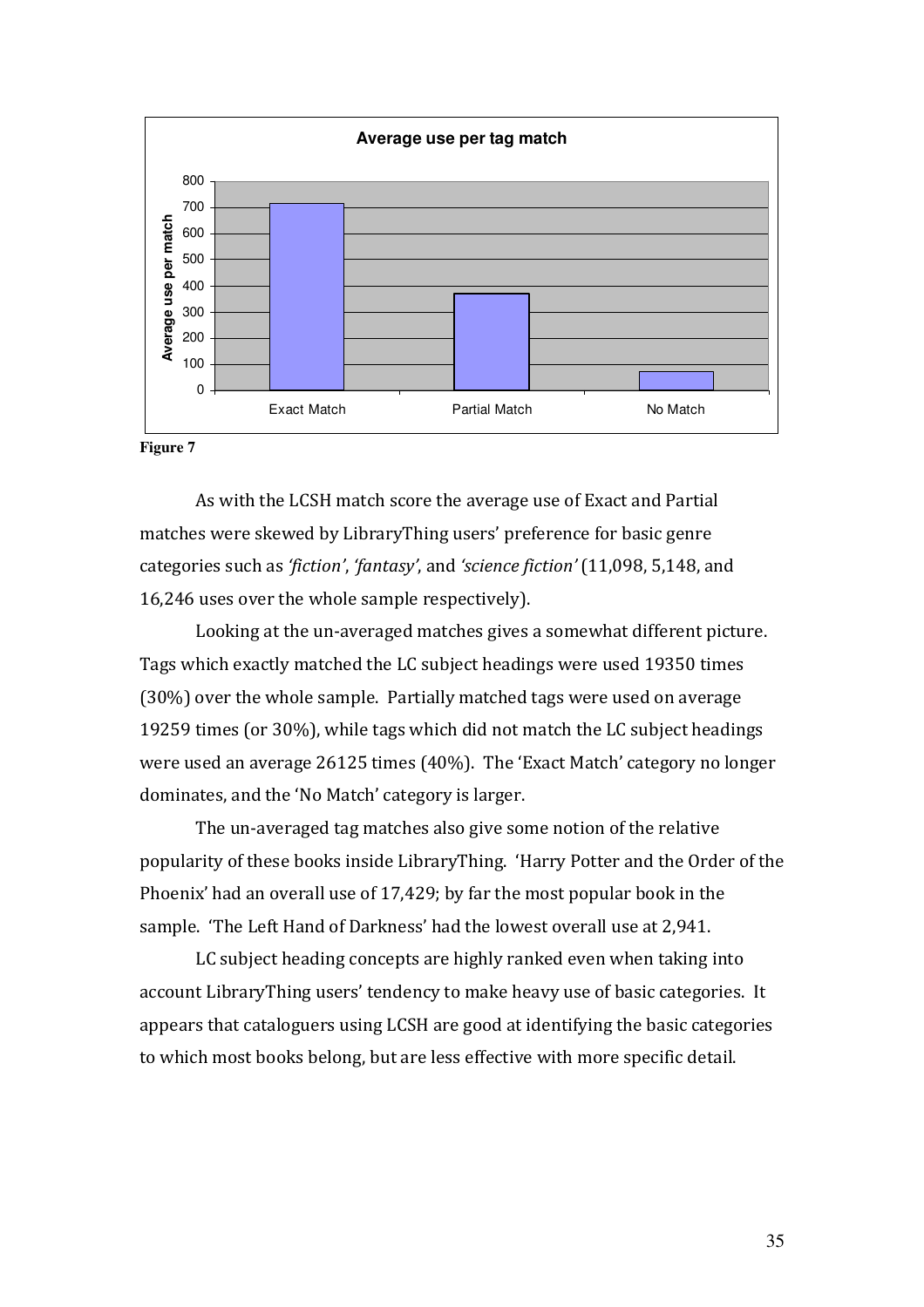**Figure 7**

As with the LCSH match score the average use of Exact and Partial matches were skewed by LibraryThing users' preference for basic genre categories such as *'fiction'*, *'fantasy'*, and *'science fiction'* (11,098, 5,148, and 16,246 uses over the whole sample respectively).

Looking at the un-averaged matches gives a somewhat different picture. Tags which exactly matched the LC subject headings were used 19350 times (30%) over the whole sample. Partially matched tags were used on average 19259 times (or 30%), while tags which did not match the LC subject headings were used an average 26125 times (40%). The 'Exact Match' category no longer dominates, and the 'No Match' category is larger.

The un-averaged tag matches also give some notion of the relative popularity of these books inside LibraryThing. 'Harry Potter and the Order of the Phoenix' had an overall use of 17,429; by far the most popular book in the sample. 'The Left Hand of Darkness' had the lowest overall use at 2,941.

LC subject heading concepts are highly ranked even when taking into account LibraryThing users' tendency to make heavy use of basic categories. It appears that cataloguers using LCSH are good at identifying the basic categories to which most books belong, but are less effective with more specific detail.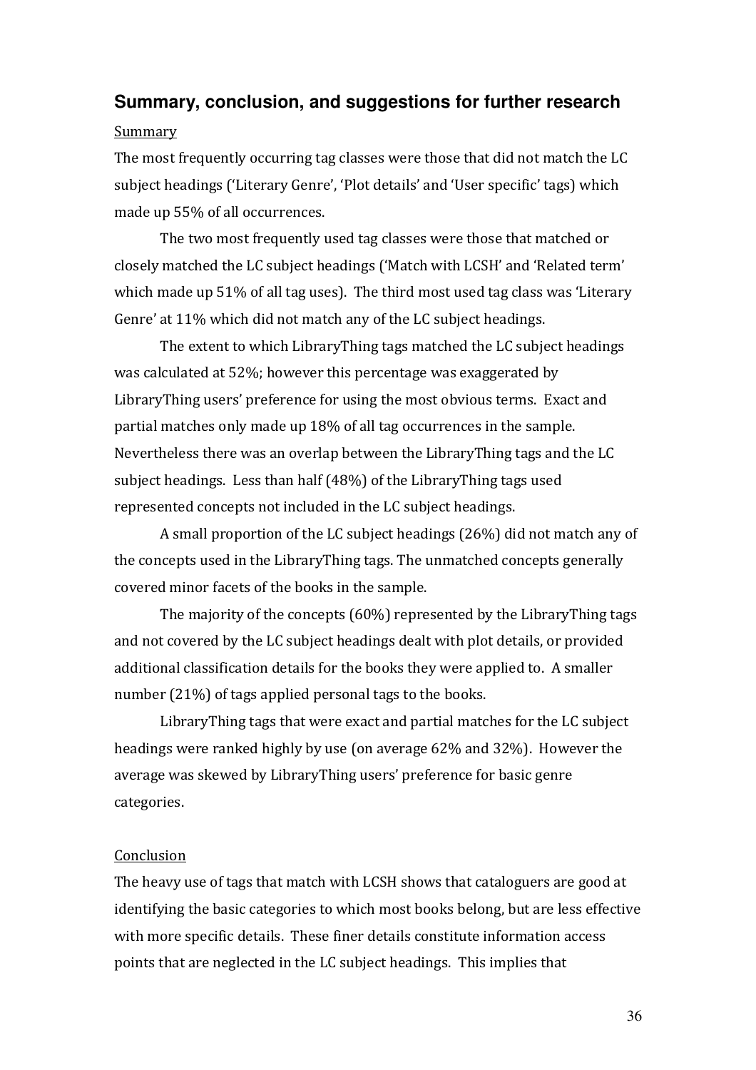## Summary, conclusion, and suggestions for further research

Summary

The most frequently occurring tag classes were those that did not match the LC subject headings ('Literary Genre', 'Plot details' and 'User specific' tags) which made up 55% of all occurrences.

The two most frequently used tag classes were those that matched or closely matched the LC subject headings ('Match with LCSH' and 'Related term' which made up 51% of all tag uses). The third most used tag class was 'Literary Genre' at 11% which did not match any of the LC subject headings.

The extent to which LibraryThing tags matched the LC subject headings was calculated at 52%; however this percentage was exaggerated by LibraryThing users' preference for using the most obvious terms. Exact and partial matches only made up 18% of all tag occurrences in the sample. Nevertheless there was an overlap between the LibraryThing tags and the LC subject headings. Less than half (48%) of the LibraryThing tags used represented concepts not included in the LC subject headings.

A small proportion of the LC subject headings (26%) did not match any of the concepts used in the LibraryThing tags. The unmatched concepts generally covered minor facets of the books in the sample.

The majority of the concepts (60%) represented by the LibraryThing tags and not covered by the LC subject headings dealt with plot details, or provided additional classification details for the books they were applied to. A smaller number (21%) of tags applied personal tags to the books.

LibraryThing tags that were exact and partial matches for the LC subject headings were ranked highly by use (on average 62% and 32%). However the average was skewed by LibraryThing users' preference for basic genre categories.

Conclusion

The heavy use of tags that match with LCSH shows that cataloguers are good at identifying the basic categories to which most books belong, but are less effective with more specific details. These finer details constitute information access points that are neglected in the LC subject headings. This implies that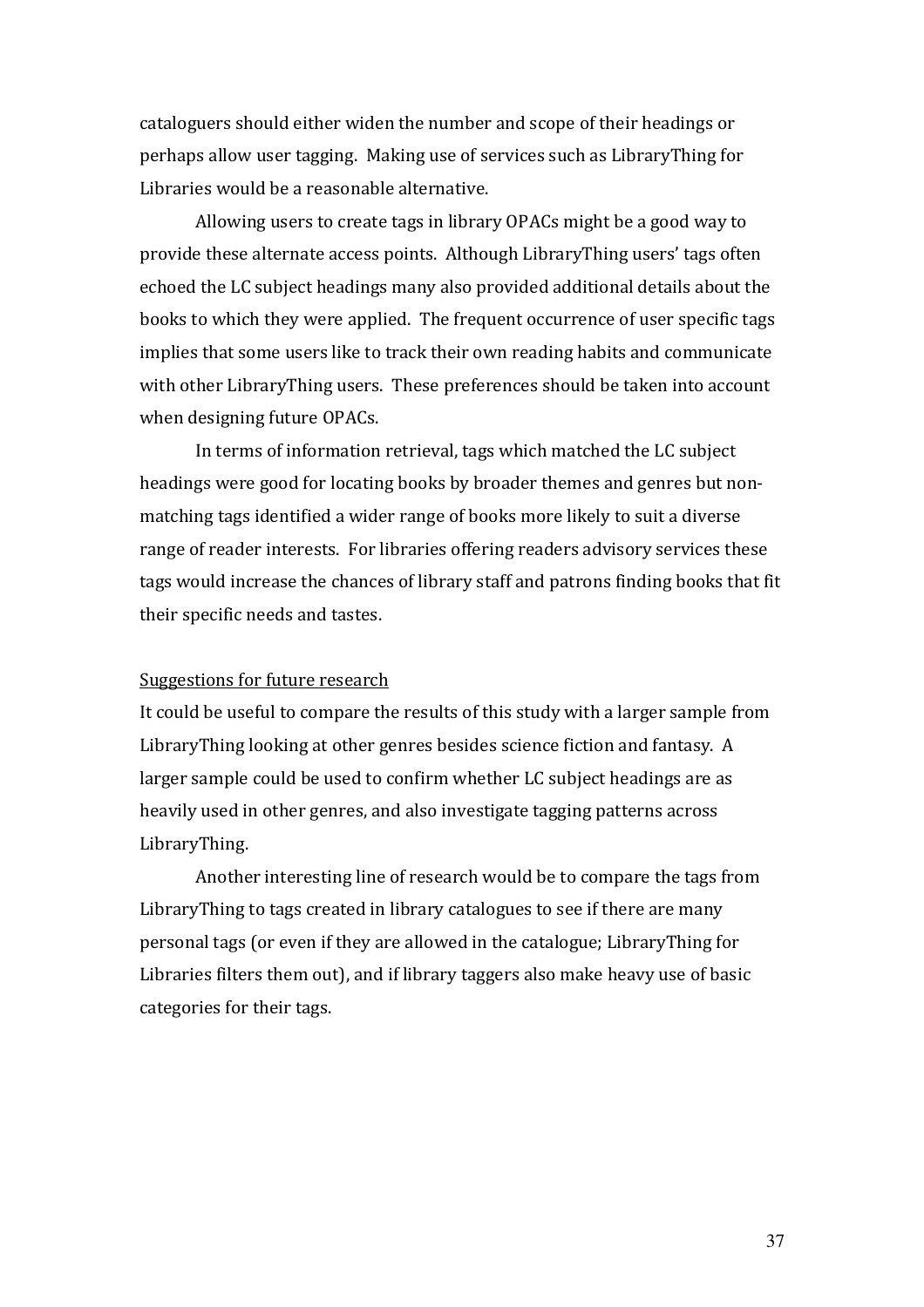cataloguers should either widen the number and scope of their headings or perhaps allow user tagging. Making use of services such as LibraryThing for Libraries would be a reasonable alternative.

Allowing users to create tags in library OPACs might be a good way to provide these alternate access points. Although LibraryThing users' tags often echoed the LC subject headings many also provided additional details about the books to which they were applied. The frequent occurrence of user specific tags implies that some users like to track their own reading habits and communicate with other LibraryThing users. These preferences should be taken into account when designing future OPACs.

In terms of information retrieval, tags which matched the LC subject headings were good for locating books by broader themes and genres but non-matching tags identified a wider range of books more likely to suit a diverse range of reader interests. For libraries offering readers advisory services these tags would increase the chances of library staff and patrons finding books that fit their specific needs and tastes.

<u>Suggestions for future research</u>

It could be useful to compare the results of this study with a larger sample from LibraryThing looking at other genres besides science fiction and fantasy. A larger sample could be used to confirm whether LC subject headings are as heavily used in other genres, and also investigate tagging patterns across LibraryThing.

Another interesting line of research would be to compare the tags from LibraryThing to tags created in library catalogues to see if there are many personal tags (or even if they are allowed in the catalogue; LibraryThing for Libraries filters them out), and if library taggers also make heavy use of basic categories for their tags.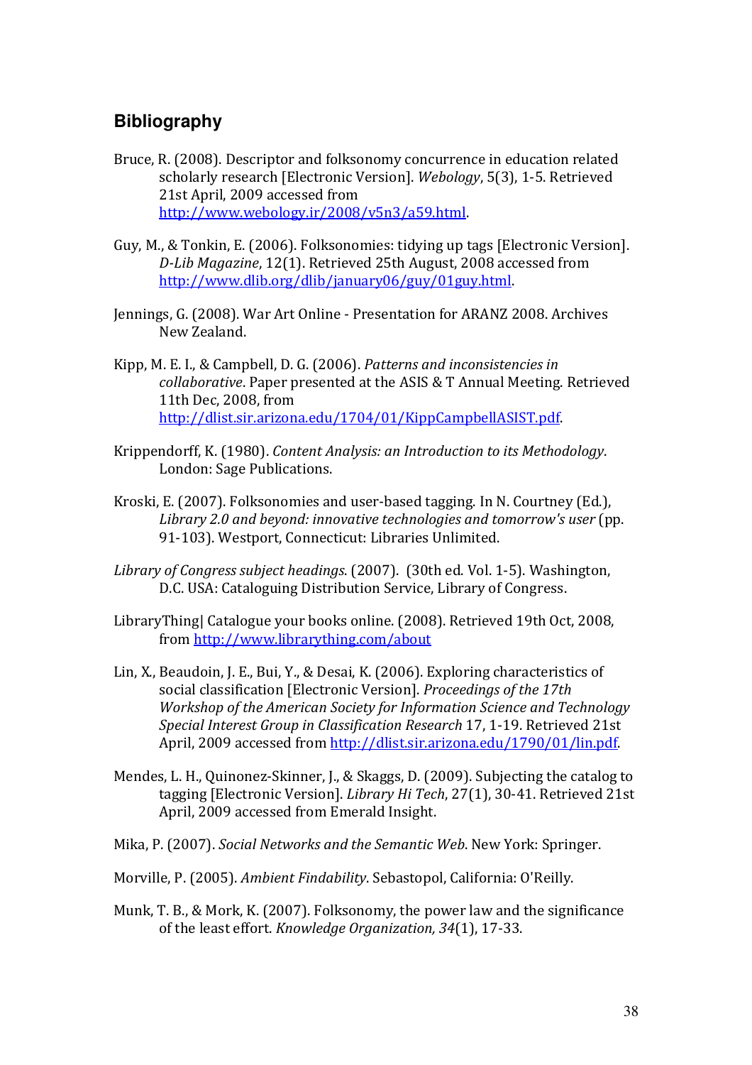## Bibliography

Bruce, R. (2008). Descriptor and folksonomy concurrence in education related scholarly research [Electronic Version]. *Webology*, 5(3), 1-5. Retrieved 21st April, 2009 accessed from http://www.webology.ir/2008/v5n3/a59.html.

Guy, M., & Tonkin, E. (2006). Folksonomies: tidying up tags [Electronic Version]. *D-Lib Magazine*, 12(1). Retrieved 25th August, 2008 accessed from http://www.dlib.org/dlib/january06/guy/01guy.html.

Jennings, G. (2008). War Art Online - Presentation for ARANZ 2008. Archives New Zealand.

Kipp, M. E. I., & Campbell, D. G. (2006). *Patterns and inconsistencies in collaborative*. Paper presented at the ASIS & T Annual Meeting. Retrieved 11th Dec, 2008, from http://dlist.sir.arizona.edu/1704/01/KippCampbellASIST.pdf.

Krippendorff, K. (1980). *Content Analysis: an Introduction to its Methodology*. London: Sage Publications.

Kroski, E. (2007). Folksonomies and user-based tagging. In N. Courtney (Ed.), *Library 2.0 and beyond: innovative technologies and tomorrow's user* (pp. 91-103). Westport, Connecticut: Libraries Unlimited.

*Library of Congress subject headings*. (2007). (30th ed. Vol. 1-5). Washington, D.C. USA: Cataloguing Distribution Service, Library of Congress.

LibraryThing| Catalogue your books online. (2008). Retrieved 19th Oct, 2008, from http://www.librarything.com/about

Lin, X., Beaudoin, J. E., Bui, Y., & Desai, K. (2006). Exploring characteristics of social classification [Electronic Version]. *Proceedings of the 17th Workshop of the American Society for Information Science and Technology Special Interest Group in Classification Research* 17, 1-19. Retrieved 21st April, 2009 accessed from http://dlist.sir.arizona.edu/1790/01/lin.pdf.

Mendes, L. H., Quinonez-Skinner, J., & Skaggs, D. (2009). Subjecting the catalog to tagging [Electronic Version]. *Library Hi Tech*, 27(1), 30-41. Retrieved 21st April, 2009 accessed from Emerald Insight.

Mika, P. (2007). *Social Networks and the Semantic Web*. New York: Springer.

Morville, P. (2005). *Ambient Findability*. Sebastopol, California: O'Reilly.

Munk, T. B., & Mork, K. (2007). Folksonomy, the power law and the significance of the least effort. *Knowledge Organization, 34*(1), 17-33.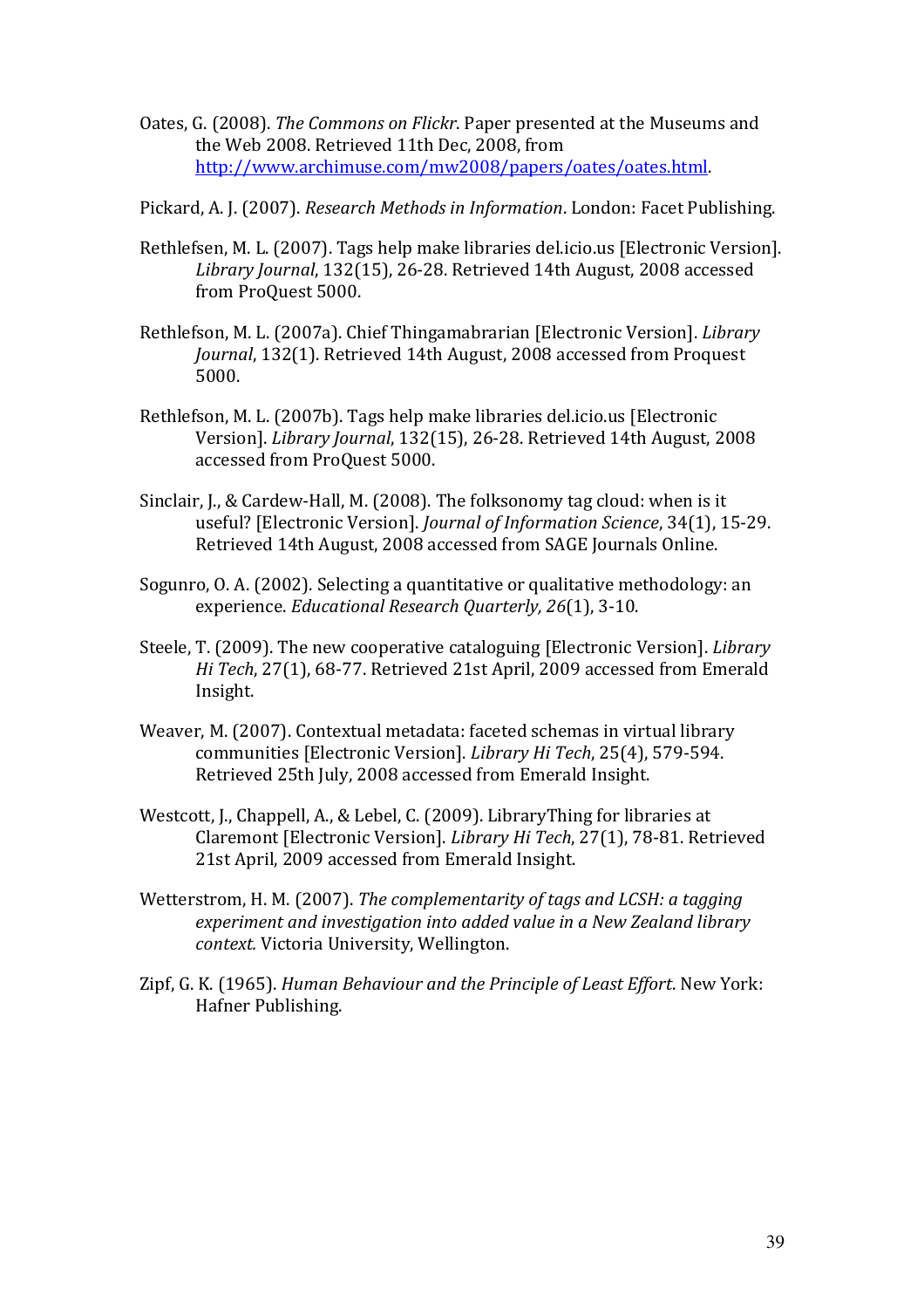Oates, G. (2008). *The Commons on Flickr*. Paper presented at the Museums and the Web 2008. Retrieved 11th Dec, 2008, from http://www.archimuse.com/mw2008/papers/oates/oates.html.

Pickard, A. J. (2007). *Research Methods in Information*. London: Facet Publishing.

Rethlefsen, M. L. (2007). Tags help make libraries del.icio.us [Electronic Version]. *Library Journal*, 132(15), 26-28. Retrieved 14th August, 2008 accessed from ProQuest 5000.

Rethlefson, M. L. (2007a). Chief Thingamabrarian [Electronic Version]. *Library Journal*, 132(1). Retrieved 14th August, 2008 accessed from Proquest 5000.

Rethlefson, M. L. (2007b). Tags help make libraries del.icio.us [Electronic Version]. *Library Journal*, 132(15), 26-28. Retrieved 14th August, 2008 accessed from ProQuest 5000.

Sinclair, J., & Cardew-Hall, M. (2008). The folksonomy tag cloud: when is it useful? [Electronic Version]. *Journal of Information Science*, 34(1), 15-29. Retrieved 14th August, 2008 accessed from SAGE Journals Online.

Sogunro, O. A. (2002). Selecting a quantitative or qualitative methodology: an experience. *Educational Research Quarterly, 26*(1), 3-10.

Steele, T. (2009). The new cooperative cataloguing [Electronic Version]. *Library Hi Tech*, 27(1), 68-77. Retrieved 21st April, 2009 accessed from Emerald Insight.

Weaver, M. (2007). Contextual metadata: faceted schemas in virtual library communities [Electronic Version]. *Library Hi Tech*, 25(4), 579-594. Retrieved 25th July, 2008 accessed from Emerald Insight.

Westcott, J., Chappell, A., & Lebel, C. (2009). LibraryThing for libraries at Claremont [Electronic Version]. *Library Hi Tech*, 27(1), 78-81. Retrieved 21st April, 2009 accessed from Emerald Insight.

Wetterstrom, H. M. (2007). *The complementarity of tags and LCSH: a tagging experiment and investigation into added value in a New Zealand library context.* Victoria University, Wellington.

Zipf, G. K. (1965). *Human Behaviour and the Principle of Least Effort*. New York: Hafner Publishing.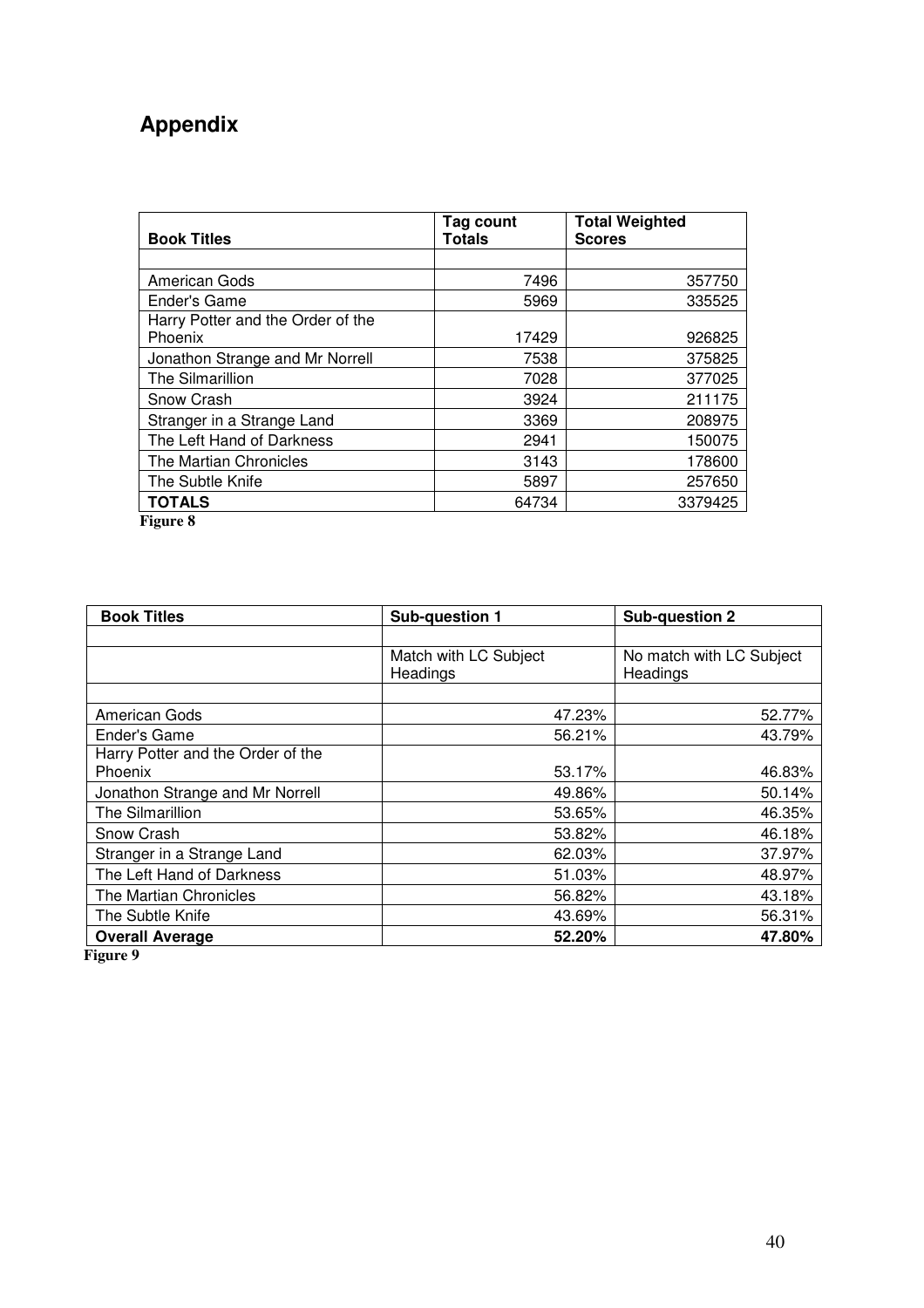# Appendix

| Book Titles | Tag count Totals | Total Weighted Scores |
|---|---|---|
| | | |
| American Gods | 7496 | 357750 |
| Ender's Game | 5969 | 335525 |
| Harry Potter and the Order of the Phoenix | 17429 | 926825 |
| Jonathon Strange and Mr Norrell | 7538 | 375825 |
| The Silmarillion | 7028 | 377025 |
| Snow Crash | 3924 | 211175 |
| Stranger in a Strange Land | 3369 | 208975 |
| The Left Hand of Darkness | 2941 | 150075 |
| The Martian Chronicles | 3143 | 178600 |
| The Subtle Knife | 5897 | 257650 |
| **TOTALS** | 64734 | 3379425 |

**Figure 8**

| Book Titles | Sub-question 1 | Sub-question 2 |
|---|---|---|
| | | |
| | Match with LC Subject Headings | No match with LC Subject Headings |
| | | |
| American Gods | 47.23% | 52.77% |
| Ender's Game | 56.21% | 43.79% |
| Harry Potter and the Order of the Phoenix | 53.17% | 46.83% |
| Jonathon Strange and Mr Norrell | 49.86% | 50.14% |
| The Silmarillion | 53.65% | 46.35% |
| Snow Crash | 53.82% | 46.18% |
| Stranger in a Strange Land | 62.03% | 37.97% |
| The Left Hand of Darkness | 51.03% | 48.97% |
| The Martian Chronicles | 56.82% | 43.18% |
| The Subtle Knife | 43.69% | 56.31% |
| **Overall Average** | **52.20%** | **47.80%** |

**Figure 9**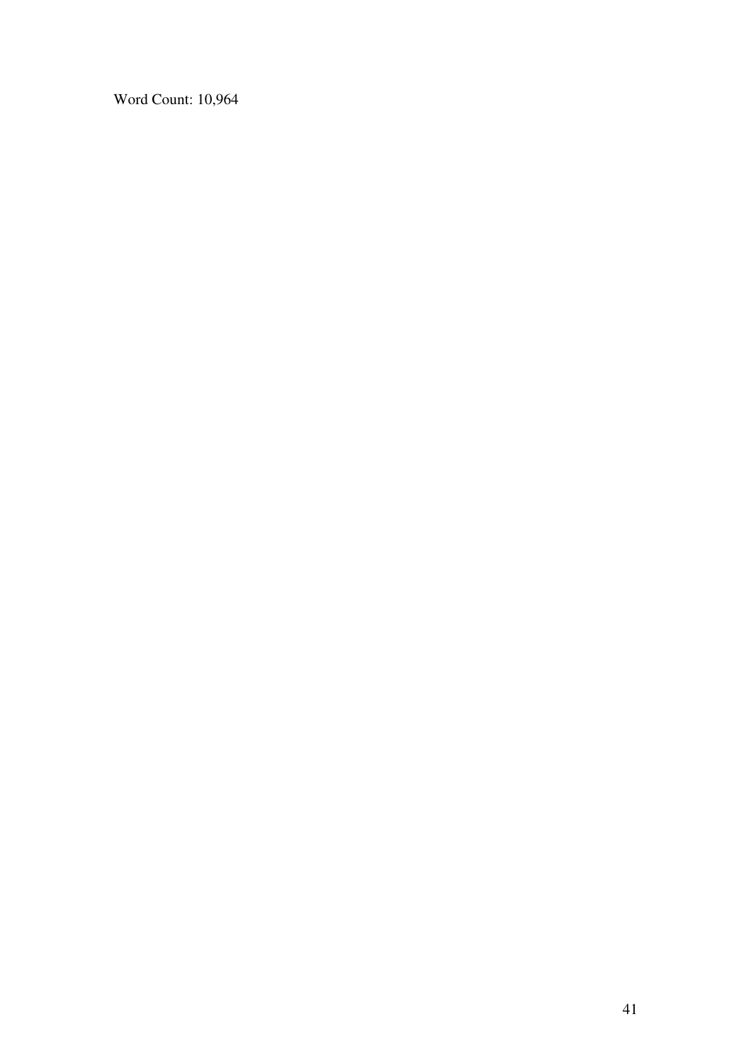Word Count: 10,964